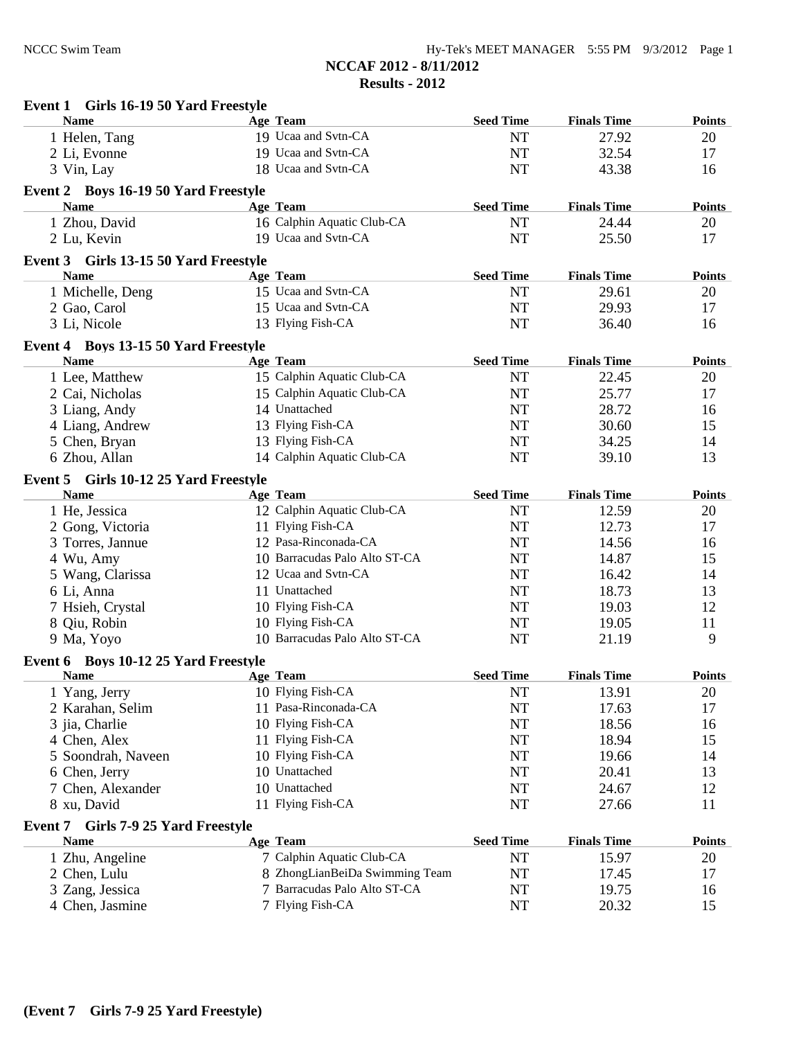# NCCAF 2012 - 8/11/2012

## Results - 2012

### Event 1 Girls 16-19 50 Yard Freestyle

| Name | Age | Team | Seed Time | Finals Time | Points |
|---|---|---|---|---|---|
| 1 Helen, Tang | 19 | Ucaa and Svtn-CA | NT | 27.92 | 20 |
| 2 Li, Evonne | 19 | Ucaa and Svtn-CA | NT | 32.54 | 17 |
| 3 Vin, Lay | 18 | Ucaa and Svtn-CA | NT | 43.38 | 16 |

### Event 2 Boys 16-19 50 Yard Freestyle

| Name | Age | Team | Seed Time | Finals Time | Points |
|---|---|---|---|---|---|
| 1 Zhou, David | 16 | Calphin Aquatic Club-CA | NT | 24.44 | 20 |
| 2 Lu, Kevin | 19 | Ucaa and Svtn-CA | NT | 25.50 | 17 |

### Event 3 Girls 13-15 50 Yard Freestyle

| Name | Age | Team | Seed Time | Finals Time | Points |
|---|---|---|---|---|---|
| 1 Michelle, Deng | 15 | Ucaa and Svtn-CA | NT | 29.61 | 20 |
| 2 Gao, Carol | 15 | Ucaa and Svtn-CA | NT | 29.93 | 17 |
| 3 Li, Nicole | 13 | Flying Fish-CA | NT | 36.40 | 16 |

### Event 4 Boys 13-15 50 Yard Freestyle

| Name | Age | Team | Seed Time | Finals Time | Points |
|---|---|---|---|---|---|
| 1 Lee, Matthew | 15 | Calphin Aquatic Club-CA | NT | 22.45 | 20 |
| 2 Cai, Nicholas | 15 | Calphin Aquatic Club-CA | NT | 25.77 | 17 |
| 3 Liang, Andy | 14 | Unattached | NT | 28.72 | 16 |
| 4 Liang, Andrew | 13 | Flying Fish-CA | NT | 30.60 | 15 |
| 5 Chen, Bryan | 13 | Flying Fish-CA | NT | 34.25 | 14 |
| 6 Zhou, Allan | 14 | Calphin Aquatic Club-CA | NT | 39.10 | 13 |

### Event 5 Girls 10-12 25 Yard Freestyle

| Name | Age | Team | Seed Time | Finals Time | Points |
|---|---|---|---|---|---|
| 1 He, Jessica | 12 | Calphin Aquatic Club-CA | NT | 12.59 | 20 |
| 2 Gong, Victoria | 11 | Flying Fish-CA | NT | 12.73 | 17 |
| 3 Torres, Jannue | 12 | Pasa-Rinconada-CA | NT | 14.56 | 16 |
| 4 Wu, Amy | 10 | Barracudas Palo Alto ST-CA | NT | 14.87 | 15 |
| 5 Wang, Clarissa | 12 | Ucaa and Svtn-CA | NT | 16.42 | 14 |
| 6 Li, Anna | 11 | Unattached | NT | 18.73 | 13 |
| 7 Hsieh, Crystal | 10 | Flying Fish-CA | NT | 19.03 | 12 |
| 8 Qiu, Robin | 10 | Flying Fish-CA | NT | 19.05 | 11 |
| 9 Ma, Yoyo | 10 | Barracudas Palo Alto ST-CA | NT | 21.19 | 9 |

### Event 6 Boys 10-12 25 Yard Freestyle

| Name | Age | Team | Seed Time | Finals Time | Points |
|---|---|---|---|---|---|
| 1 Yang, Jerry | 10 | Flying Fish-CA | NT | 13.91 | 20 |
| 2 Karahan, Selim | 11 | Pasa-Rinconada-CA | NT | 17.63 | 17 |
| 3 jia, Charlie | 10 | Flying Fish-CA | NT | 18.56 | 16 |
| 4 Chen, Alex | 11 | Flying Fish-CA | NT | 18.94 | 15 |
| 5 Soondrah, Naveen | 10 | Flying Fish-CA | NT | 19.66 | 14 |
| 6 Chen, Jerry | 10 | Unattached | NT | 20.41 | 13 |
| 7 Chen, Alexander | 10 | Unattached | NT | 24.67 | 12 |
| 8 xu, David | 11 | Flying Fish-CA | NT | 27.66 | 11 |

### Event 7 Girls 7-9 25 Yard Freestyle

| Name | Age | Team | Seed Time | Finals Time | Points |
|---|---|---|---|---|---|
| 1 Zhu, Angeline | 7 | Calphin Aquatic Club-CA | NT | 15.97 | 20 |
| 2 Chen, Lulu | 8 | ZhongLianBeiDa Swimming Team | NT | 17.45 | 17 |
| 3 Zang, Jessica | 7 | Barracudas Palo Alto ST-CA | NT | 19.75 | 16 |
| 4 Chen, Jasmine | 7 | Flying Fish-CA | NT | 20.32 | 15 |

**(Event 7 Girls 7-9 25 Yard Freestyle)**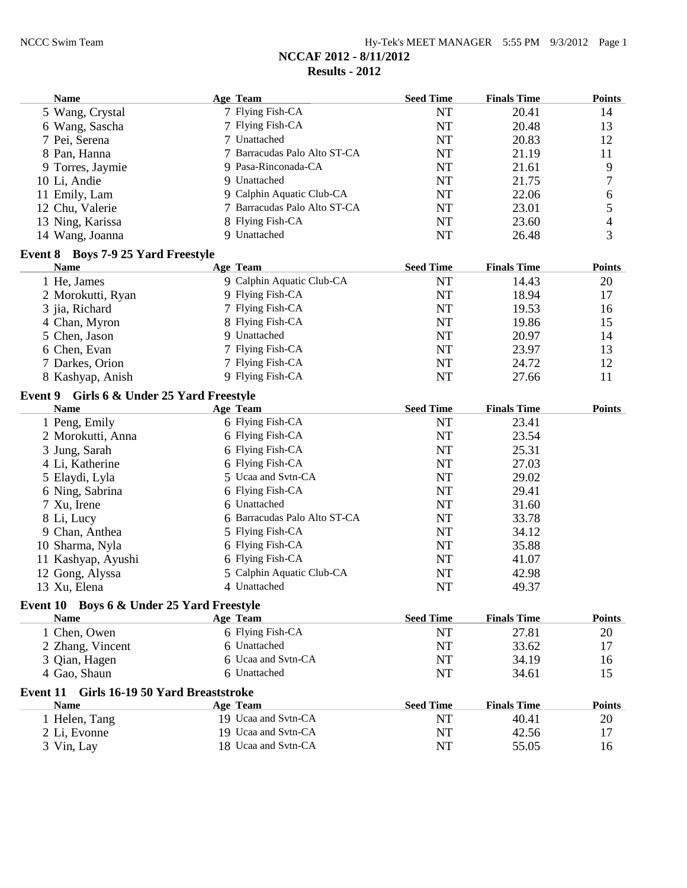# NCCAF 2012 - 8/11/2012

## Results - 2012

| Name | Age | Team | Seed Time | Finals Time | Points |
|---|---|---|---|---|---|
| 5 Wang, Crystal | 7 | Flying Fish-CA | NT | 20.41 | 14 |
| 6 Wang, Sascha | 7 | Flying Fish-CA | NT | 20.48 | 13 |
| 7 Pei, Serena | 7 | Unattached | NT | 20.83 | 12 |
| 8 Pan, Hanna | 7 | Barracudas Palo Alto ST-CA | NT | 21.19 | 11 |
| 9 Torres, Jaymie | 9 | Pasa-Rinconada-CA | NT | 21.61 | 9 |
| 10 Li, Andie | 9 | Unattached | NT | 21.75 | 7 |
| 11 Emily, Lam | 9 | Calphin Aquatic Club-CA | NT | 22.06 | 6 |
| 12 Chu, Valerie | 7 | Barracudas Palo Alto ST-CA | NT | 23.01 | 5 |
| 13 Ning, Karissa | 8 | Flying Fish-CA | NT | 23.60 | 4 |
| 14 Wang, Joanna | 9 | Unattached | NT | 26.48 | 3 |

### Event 8 Boys 7-9 25 Yard Freestyle

| Name | Age | Team | Seed Time | Finals Time | Points |
|---|---|---|---|---|---|
| 1 He, James | 9 | Calphin Aquatic Club-CA | NT | 14.43 | 20 |
| 2 Morokutti, Ryan | 9 | Flying Fish-CA | NT | 18.94 | 17 |
| 3 jia, Richard | 7 | Flying Fish-CA | NT | 19.53 | 16 |
| 4 Chan, Myron | 8 | Flying Fish-CA | NT | 19.86 | 15 |
| 5 Chen, Jason | 9 | Unattached | NT | 20.97 | 14 |
| 6 Chen, Evan | 7 | Flying Fish-CA | NT | 23.97 | 13 |
| 7 Darkes, Orion | 7 | Flying Fish-CA | NT | 24.72 | 12 |
| 8 Kashyap, Anish | 9 | Flying Fish-CA | NT | 27.66 | 11 |

### Event 9 Girls 6 & Under 25 Yard Freestyle

| Name | Age | Team | Seed Time | Finals Time | Points |
|---|---|---|---|---|---|
| 1 Peng, Emily | 6 | Flying Fish-CA | NT | 23.41 | |
| 2 Morokutti, Anna | 6 | Flying Fish-CA | NT | 23.54 | |
| 3 Jung, Sarah | 6 | Flying Fish-CA | NT | 25.31 | |
| 4 Li, Katherine | 6 | Flying Fish-CA | NT | 27.03 | |
| 5 Elaydi, Lyla | 5 | Ucaa and Svtn-CA | NT | 29.02 | |
| 6 Ning, Sabrina | 6 | Flying Fish-CA | NT | 29.41 | |
| 7 Xu, Irene | 6 | Unattached | NT | 31.60 | |
| 8 Li, Lucy | 6 | Barracudas Palo Alto ST-CA | NT | 33.78 | |
| 9 Chan, Anthea | 5 | Flying Fish-CA | NT | 34.12 | |
| 10 Sharma, Nyla | 6 | Flying Fish-CA | NT | 35.88 | |
| 11 Kashyap, Ayushi | 6 | Flying Fish-CA | NT | 41.07 | |
| 12 Gong, Alyssa | 5 | Calphin Aquatic Club-CA | NT | 42.98 | |
| 13 Xu, Elena | 4 | Unattached | NT | 49.37 | |

### Event 10 Boys 6 & Under 25 Yard Freestyle

| Name | Age | Team | Seed Time | Finals Time | Points |
|---|---|---|---|---|---|
| 1 Chen, Owen | 6 | Flying Fish-CA | NT | 27.81 | 20 |
| 2 Zhang, Vincent | 6 | Unattached | NT | 33.62 | 17 |
| 3 Qian, Hagen | 6 | Ucaa and Svtn-CA | NT | 34.19 | 16 |
| 4 Gao, Shaun | 6 | Unattached | NT | 34.61 | 15 |

### Event 11 Girls 16-19 50 Yard Breaststroke

| Name | Age | Team | Seed Time | Finals Time | Points |
|---|---|---|---|---|---|
| 1 Helen, Tang | 19 | Ucaa and Svtn-CA | NT | 40.41 | 20 |
| 2 Li, Evonne | 19 | Ucaa and Svtn-CA | NT | 42.56 | 17 |
| 3 Vin, Lay | 18 | Ucaa and Svtn-CA | NT | 55.05 | 16 |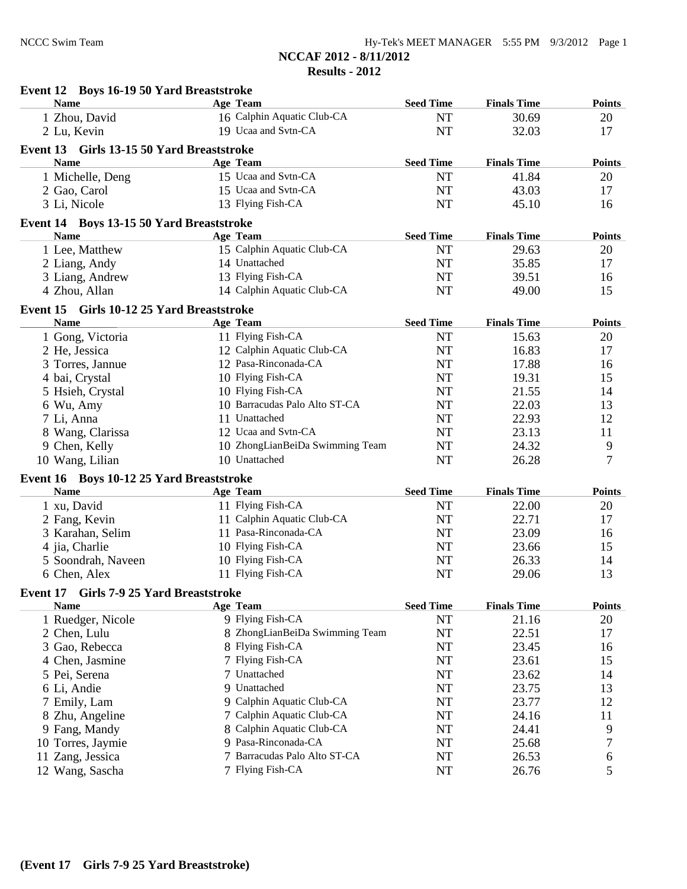## NCCAF 2012 - 8/11/2012

## Results - 2012

### Event 12 Boys 16-19 50 Yard Breaststroke

| Name | Age | Team | Seed Time | Finals Time | Points |
|---|---|---|---|---|---|
| 1 Zhou, David | 16 | Calphin Aquatic Club-CA | NT | 30.69 | 20 |
| 2 Lu, Kevin | 19 | Ucaa and Svtn-CA | NT | 32.03 | 17 |

### Event 13 Girls 13-15 50 Yard Breaststroke

| Name | Age | Team | Seed Time | Finals Time | Points |
|---|---|---|---|---|---|
| 1 Michelle, Deng | 15 | Ucaa and Svtn-CA | NT | 41.84 | 20 |
| 2 Gao, Carol | 15 | Ucaa and Svtn-CA | NT | 43.03 | 17 |
| 3 Li, Nicole | 13 | Flying Fish-CA | NT | 45.10 | 16 |

### Event 14 Boys 13-15 50 Yard Breaststroke

| Name | Age | Team | Seed Time | Finals Time | Points |
|---|---|---|---|---|---|
| 1 Lee, Matthew | 15 | Calphin Aquatic Club-CA | NT | 29.63 | 20 |
| 2 Liang, Andy | 14 | Unattached | NT | 35.85 | 17 |
| 3 Liang, Andrew | 13 | Flying Fish-CA | NT | 39.51 | 16 |
| 4 Zhou, Allan | 14 | Calphin Aquatic Club-CA | NT | 49.00 | 15 |

### Event 15 Girls 10-12 25 Yard Breaststroke

| Name | Age | Team | Seed Time | Finals Time | Points |
|---|---|---|---|---|---|
| 1 Gong, Victoria | 11 | Flying Fish-CA | NT | 15.63 | 20 |
| 2 He, Jessica | 12 | Calphin Aquatic Club-CA | NT | 16.83 | 17 |
| 3 Torres, Jannue | 12 | Pasa-Rinconada-CA | NT | 17.88 | 16 |
| 4 bai, Crystal | 10 | Flying Fish-CA | NT | 19.31 | 15 |
| 5 Hsieh, Crystal | 10 | Flying Fish-CA | NT | 21.55 | 14 |
| 6 Wu, Amy | 10 | Barracudas Palo Alto ST-CA | NT | 22.03 | 13 |
| 7 Li, Anna | 11 | Unattached | NT | 22.93 | 12 |
| 8 Wang, Clarissa | 12 | Ucaa and Svtn-CA | NT | 23.13 | 11 |
| 9 Chen, Kelly | 10 | ZhongLianBeiDa Swimming Team | NT | 24.32 | 9 |
| 10 Wang, Lilian | 10 | Unattached | NT | 26.28 | 7 |

### Event 16 Boys 10-12 25 Yard Breaststroke

| Name | Age | Team | Seed Time | Finals Time | Points |
|---|---|---|---|---|---|
| 1 xu, David | 11 | Flying Fish-CA | NT | 22.00 | 20 |
| 2 Fang, Kevin | 11 | Calphin Aquatic Club-CA | NT | 22.71 | 17 |
| 3 Karahan, Selim | 11 | Pasa-Rinconada-CA | NT | 23.09 | 16 |
| 4 jia, Charlie | 10 | Flying Fish-CA | NT | 23.66 | 15 |
| 5 Soondrah, Naveen | 10 | Flying Fish-CA | NT | 26.33 | 14 |
| 6 Chen, Alex | 11 | Flying Fish-CA | NT | 29.06 | 13 |

### Event 17 Girls 7-9 25 Yard Breaststroke

| Name | Age | Team | Seed Time | Finals Time | Points |
|---|---|---|---|---|---|
| 1 Ruedger, Nicole | 9 | Flying Fish-CA | NT | 21.16 | 20 |
| 2 Chen, Lulu | 8 | ZhongLianBeiDa Swimming Team | NT | 22.51 | 17 |
| 3 Gao, Rebecca | 8 | Flying Fish-CA | NT | 23.45 | 16 |
| 4 Chen, Jasmine | 7 | Flying Fish-CA | NT | 23.61 | 15 |
| 5 Pei, Serena | 7 | Unattached | NT | 23.62 | 14 |
| 6 Li, Andie | 9 | Unattached | NT | 23.75 | 13 |
| 7 Emily, Lam | 9 | Calphin Aquatic Club-CA | NT | 23.77 | 12 |
| 8 Zhu, Angeline | 7 | Calphin Aquatic Club-CA | NT | 24.16 | 11 |
| 9 Fang, Mandy | 8 | Calphin Aquatic Club-CA | NT | 24.41 | 9 |
| 10 Torres, Jaymie | 9 | Pasa-Rinconada-CA | NT | 25.68 | 7 |
| 11 Zang, Jessica | 7 | Barracudas Palo Alto ST-CA | NT | 26.53 | 6 |
| 12 Wang, Sascha | 7 | Flying Fish-CA | NT | 26.76 | 5 |

**(Event 17 Girls 7-9 25 Yard Breaststroke)**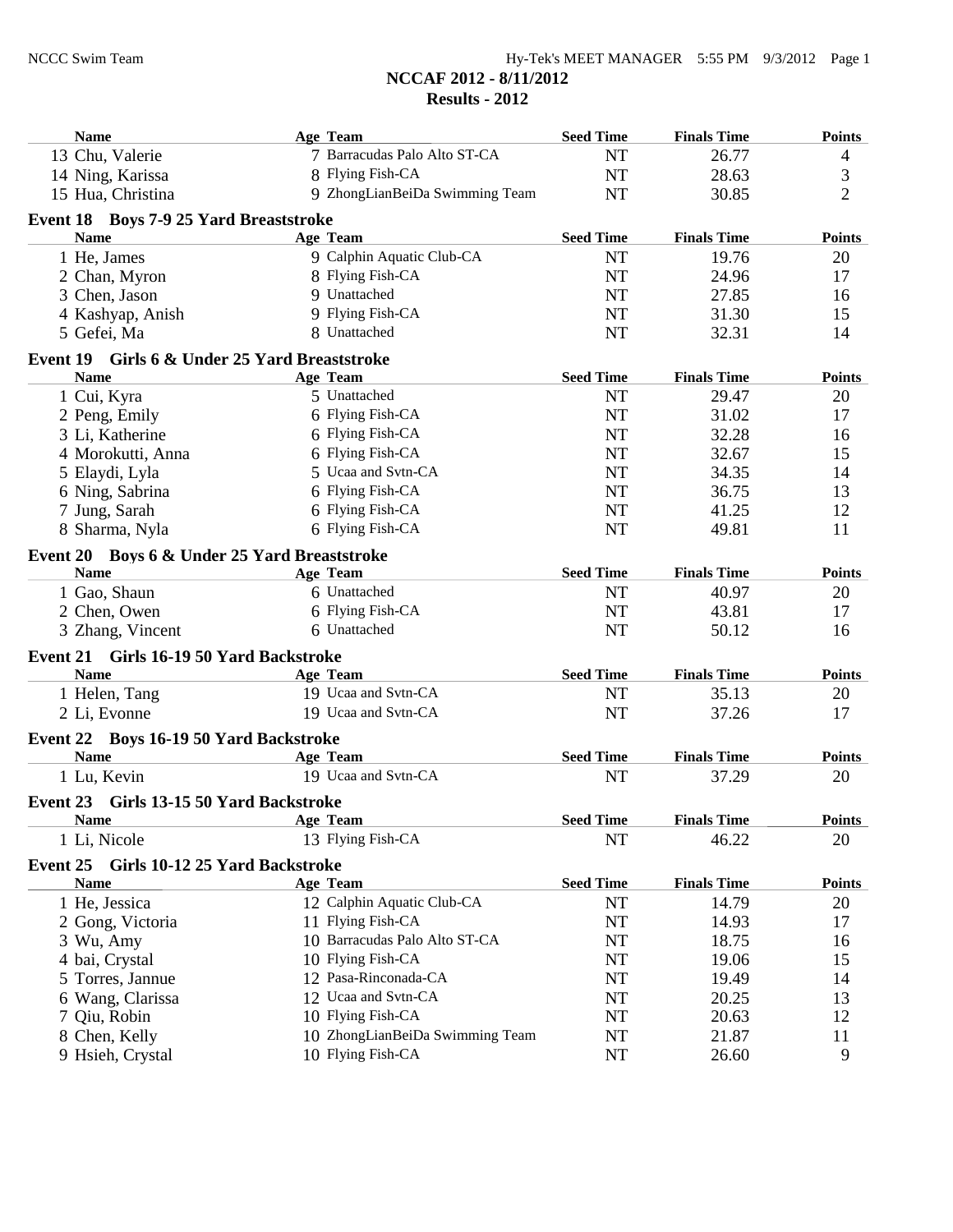# NCCAF 2012 - 8/11/2012

## Results - 2012

| Name | Age | Team | Seed Time | Finals Time | Points |
|---|---|---|---|---|---|
| 13 Chu, Valerie | 7 | Barracudas Palo Alto ST-CA | NT | 26.77 | 4 |
| 14 Ning, Karissa | 8 | Flying Fish-CA | NT | 28.63 | 3 |
| 15 Hua, Christina | 9 | ZhongLianBeiDa Swimming Team | NT | 30.85 | 2 |

### Event 18 Boys 7-9 25 Yard Breaststroke

| Name | Age | Team | Seed Time | Finals Time | Points |
|---|---|---|---|---|---|
| 1 He, James | 9 | Calphin Aquatic Club-CA | NT | 19.76 | 20 |
| 2 Chan, Myron | 8 | Flying Fish-CA | NT | 24.96 | 17 |
| 3 Chen, Jason | 9 | Unattached | NT | 27.85 | 16 |
| 4 Kashyap, Anish | 9 | Flying Fish-CA | NT | 31.30 | 15 |
| 5 Gefei, Ma | 8 | Unattached | NT | 32.31 | 14 |

### Event 19 Girls 6 & Under 25 Yard Breaststroke

| Name | Age | Team | Seed Time | Finals Time | Points |
|---|---|---|---|---|---|
| 1 Cui, Kyra | 5 | Unattached | NT | 29.47 | 20 |
| 2 Peng, Emily | 6 | Flying Fish-CA | NT | 31.02 | 17 |
| 3 Li, Katherine | 6 | Flying Fish-CA | NT | 32.28 | 16 |
| 4 Morokutti, Anna | 6 | Flying Fish-CA | NT | 32.67 | 15 |
| 5 Elaydi, Lyla | 5 | Ucaa and Svtn-CA | NT | 34.35 | 14 |
| 6 Ning, Sabrina | 6 | Flying Fish-CA | NT | 36.75 | 13 |
| 7 Jung, Sarah | 6 | Flying Fish-CA | NT | 41.25 | 12 |
| 8 Sharma, Nyla | 6 | Flying Fish-CA | NT | 49.81 | 11 |

### Event 20 Boys 6 & Under 25 Yard Breaststroke

| Name | Age | Team | Seed Time | Finals Time | Points |
|---|---|---|---|---|---|
| 1 Gao, Shaun | 6 | Unattached | NT | 40.97 | 20 |
| 2 Chen, Owen | 6 | Flying Fish-CA | NT | 43.81 | 17 |
| 3 Zhang, Vincent | 6 | Unattached | NT | 50.12 | 16 |

### Event 21 Girls 16-19 50 Yard Backstroke

| Name | Age | Team | Seed Time | Finals Time | Points |
|---|---|---|---|---|---|
| 1 Helen, Tang | 19 | Ucaa and Svtn-CA | NT | 35.13 | 20 |
| 2 Li, Evonne | 19 | Ucaa and Svtn-CA | NT | 37.26 | 17 |

### Event 22 Boys 16-19 50 Yard Backstroke

| Name | Age | Team | Seed Time | Finals Time | Points |
|---|---|---|---|---|---|
| 1 Lu, Kevin | 19 | Ucaa and Svtn-CA | NT | 37.29 | 20 |

### Event 23 Girls 13-15 50 Yard Backstroke

| Name | Age | Team | Seed Time | Finals Time | Points |
|---|---|---|---|---|---|
| 1 Li, Nicole | 13 | Flying Fish-CA | NT | 46.22 | 20 |

### Event 25 Girls 10-12 25 Yard Backstroke

| Name | Age | Team | Seed Time | Finals Time | Points |
|---|---|---|---|---|---|
| 1 He, Jessica | 12 | Calphin Aquatic Club-CA | NT | 14.79 | 20 |
| 2 Gong, Victoria | 11 | Flying Fish-CA | NT | 14.93 | 17 |
| 3 Wu, Amy | 10 | Barracudas Palo Alto ST-CA | NT | 18.75 | 16 |
| 4 bai, Crystal | 10 | Flying Fish-CA | NT | 19.06 | 15 |
| 5 Torres, Jannue | 12 | Pasa-Rinconada-CA | NT | 19.49 | 14 |
| 6 Wang, Clarissa | 12 | Ucaa and Svtn-CA | NT | 20.25 | 13 |
| 7 Qiu, Robin | 10 | Flying Fish-CA | NT | 20.63 | 12 |
| 8 Chen, Kelly | 10 | ZhongLianBeiDa Swimming Team | NT | 21.87 | 11 |
| 9 Hsieh, Crystal | 10 | Flying Fish-CA | NT | 26.60 | 9 |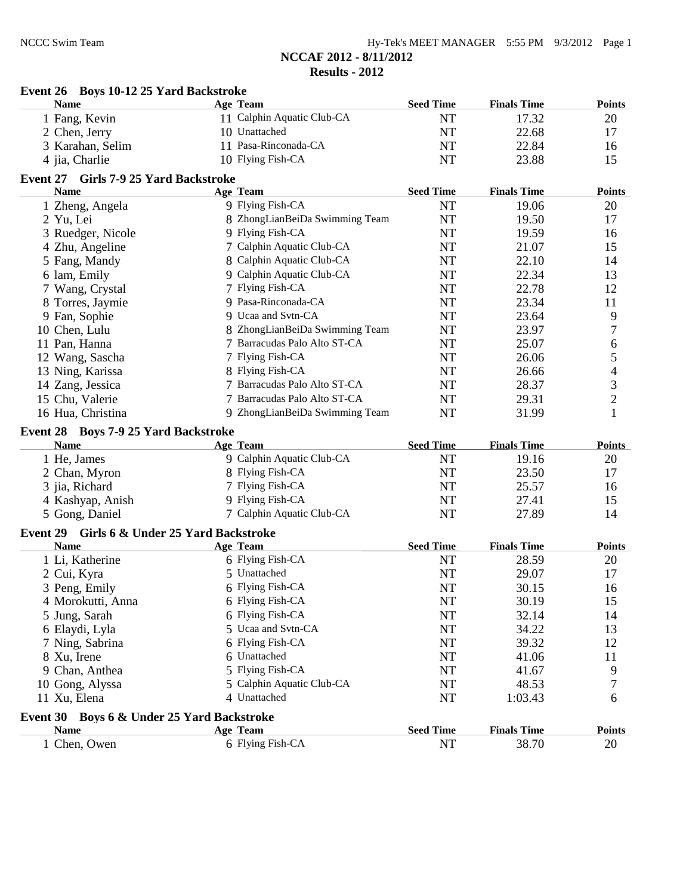# NCCAF 2012 - 8/11/2012

## Results - 2012

### Event 26 Boys 10-12 25 Yard Backstroke

| Name | Age | Team | Seed Time | Finals Time | Points |
|---|---|---|---|---|---|
| 1 Fang, Kevin | 11 | Calphin Aquatic Club-CA | NT | 17.32 | 20 |
| 2 Chen, Jerry | 10 | Unattached | NT | 22.68 | 17 |
| 3 Karahan, Selim | 11 | Pasa-Rinconada-CA | NT | 22.84 | 16 |
| 4 jia, Charlie | 10 | Flying Fish-CA | NT | 23.88 | 15 |

### Event 27 Girls 7-9 25 Yard Backstroke

| Name | Age | Team | Seed Time | Finals Time | Points |
|---|---|---|---|---|---|
| 1 Zheng, Angela | 9 | Flying Fish-CA | NT | 19.06 | 20 |
| 2 Yu, Lei | 8 | ZhongLianBeiDa Swimming Team | NT | 19.50 | 17 |
| 3 Ruedger, Nicole | 9 | Flying Fish-CA | NT | 19.59 | 16 |
| 4 Zhu, Angeline | 7 | Calphin Aquatic Club-CA | NT | 21.07 | 15 |
| 5 Fang, Mandy | 8 | Calphin Aquatic Club-CA | NT | 22.10 | 14 |
| 6 lam, Emily | 9 | Calphin Aquatic Club-CA | NT | 22.34 | 13 |
| 7 Wang, Crystal | 7 | Flying Fish-CA | NT | 22.78 | 12 |
| 8 Torres, Jaymie | 9 | Pasa-Rinconada-CA | NT | 23.34 | 11 |
| 9 Fan, Sophie | 9 | Ucaa and Svtn-CA | NT | 23.64 | 9 |
| 10 Chen, Lulu | 8 | ZhongLianBeiDa Swimming Team | NT | 23.97 | 7 |
| 11 Pan, Hanna | 7 | Barracudas Palo Alto ST-CA | NT | 25.07 | 6 |
| 12 Wang, Sascha | 7 | Flying Fish-CA | NT | 26.06 | 5 |
| 13 Ning, Karissa | 8 | Flying Fish-CA | NT | 26.66 | 4 |
| 14 Zang, Jessica | 7 | Barracudas Palo Alto ST-CA | NT | 28.37 | 3 |
| 15 Chu, Valerie | 7 | Barracudas Palo Alto ST-CA | NT | 29.31 | 2 |
| 16 Hua, Christina | 9 | ZhongLianBeiDa Swimming Team | NT | 31.99 | 1 |

### Event 28 Boys 7-9 25 Yard Backstroke

| Name | Age | Team | Seed Time | Finals Time | Points |
|---|---|---|---|---|---|
| 1 He, James | 9 | Calphin Aquatic Club-CA | NT | 19.16 | 20 |
| 2 Chan, Myron | 8 | Flying Fish-CA | NT | 23.50 | 17 |
| 3 jia, Richard | 7 | Flying Fish-CA | NT | 25.57 | 16 |
| 4 Kashyap, Anish | 9 | Flying Fish-CA | NT | 27.41 | 15 |
| 5 Gong, Daniel | 7 | Calphin Aquatic Club-CA | NT | 27.89 | 14 |

### Event 29 Girls 6 & Under 25 Yard Backstroke

| Name | Age | Team | Seed Time | Finals Time | Points |
|---|---|---|---|---|---|
| 1 Li, Katherine | 6 | Flying Fish-CA | NT | 28.59 | 20 |
| 2 Cui, Kyra | 5 | Unattached | NT | 29.07 | 17 |
| 3 Peng, Emily | 6 | Flying Fish-CA | NT | 30.15 | 16 |
| 4 Morokutti, Anna | 6 | Flying Fish-CA | NT | 30.19 | 15 |
| 5 Jung, Sarah | 6 | Flying Fish-CA | NT | 32.14 | 14 |
| 6 Elaydi, Lyla | 5 | Ucaa and Svtn-CA | NT | 34.22 | 13 |
| 7 Ning, Sabrina | 6 | Flying Fish-CA | NT | 39.32 | 12 |
| 8 Xu, Irene | 6 | Unattached | NT | 41.06 | 11 |
| 9 Chan, Anthea | 5 | Flying Fish-CA | NT | 41.67 | 9 |
| 10 Gong, Alyssa | 5 | Calphin Aquatic Club-CA | NT | 48.53 | 7 |
| 11 Xu, Elena | 4 | Unattached | NT | 1:03.43 | 6 |

### Event 30 Boys 6 & Under 25 Yard Backstroke

| Name | Age | Team | Seed Time | Finals Time | Points |
|---|---|---|---|---|---|
| 1 Chen, Owen | 6 | Flying Fish-CA | NT | 38.70 | 20 |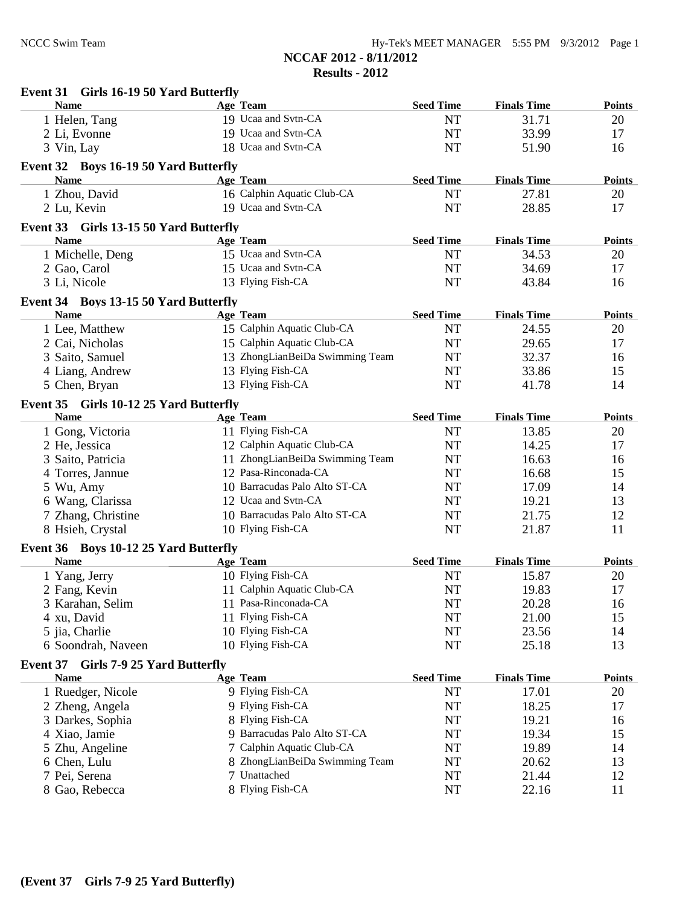## NCCAF 2012 - 8/11/2012

## Results - 2012

### Event 31 Girls 16-19 50 Yard Butterfly

| Name | Age | Team | Seed Time | Finals Time | Points |
|---|---|---|---|---|---|
| 1 Helen, Tang | 19 | Ucaa and Svtn-CA | NT | 31.71 | 20 |
| 2 Li, Evonne | 19 | Ucaa and Svtn-CA | NT | 33.99 | 17 |
| 3 Vin, Lay | 18 | Ucaa and Svtn-CA | NT | 51.90 | 16 |

### Event 32 Boys 16-19 50 Yard Butterfly

| Name | Age | Team | Seed Time | Finals Time | Points |
|---|---|---|---|---|---|
| 1 Zhou, David | 16 | Calphin Aquatic Club-CA | NT | 27.81 | 20 |
| 2 Lu, Kevin | 19 | Ucaa and Svtn-CA | NT | 28.85 | 17 |

### Event 33 Girls 13-15 50 Yard Butterfly

| Name | Age | Team | Seed Time | Finals Time | Points |
|---|---|---|---|---|---|
| 1 Michelle, Deng | 15 | Ucaa and Svtn-CA | NT | 34.53 | 20 |
| 2 Gao, Carol | 15 | Ucaa and Svtn-CA | NT | 34.69 | 17 |
| 3 Li, Nicole | 13 | Flying Fish-CA | NT | 43.84 | 16 |

### Event 34 Boys 13-15 50 Yard Butterfly

| Name | Age | Team | Seed Time | Finals Time | Points |
|---|---|---|---|---|---|
| 1 Lee, Matthew | 15 | Calphin Aquatic Club-CA | NT | 24.55 | 20 |
| 2 Cai, Nicholas | 15 | Calphin Aquatic Club-CA | NT | 29.65 | 17 |
| 3 Saito, Samuel | 13 | ZhongLianBeiDa Swimming Team | NT | 32.37 | 16 |
| 4 Liang, Andrew | 13 | Flying Fish-CA | NT | 33.86 | 15 |
| 5 Chen, Bryan | 13 | Flying Fish-CA | NT | 41.78 | 14 |

### Event 35 Girls 10-12 25 Yard Butterfly

| Name | Age | Team | Seed Time | Finals Time | Points |
|---|---|---|---|---|---|
| 1 Gong, Victoria | 11 | Flying Fish-CA | NT | 13.85 | 20 |
| 2 He, Jessica | 12 | Calphin Aquatic Club-CA | NT | 14.25 | 17 |
| 3 Saito, Patricia | 11 | ZhongLianBeiDa Swimming Team | NT | 16.63 | 16 |
| 4 Torres, Jannue | 12 | Pasa-Rinconada-CA | NT | 16.68 | 15 |
| 5 Wu, Amy | 10 | Barracudas Palo Alto ST-CA | NT | 17.09 | 14 |
| 6 Wang, Clarissa | 12 | Ucaa and Svtn-CA | NT | 19.21 | 13 |
| 7 Zhang, Christine | 10 | Barracudas Palo Alto ST-CA | NT | 21.75 | 12 |
| 8 Hsieh, Crystal | 10 | Flying Fish-CA | NT | 21.87 | 11 |

### Event 36 Boys 10-12 25 Yard Butterfly

| Name | Age | Team | Seed Time | Finals Time | Points |
|---|---|---|---|---|---|
| 1 Yang, Jerry | 10 | Flying Fish-CA | NT | 15.87 | 20 |
| 2 Fang, Kevin | 11 | Calphin Aquatic Club-CA | NT | 19.83 | 17 |
| 3 Karahan, Selim | 11 | Pasa-Rinconada-CA | NT | 20.28 | 16 |
| 4 xu, David | 11 | Flying Fish-CA | NT | 21.00 | 15 |
| 5 jia, Charlie | 10 | Flying Fish-CA | NT | 23.56 | 14 |
| 6 Soondrah, Naveen | 10 | Flying Fish-CA | NT | 25.18 | 13 |

### Event 37 Girls 7-9 25 Yard Butterfly

| Name | Age | Team | Seed Time | Finals Time | Points |
|---|---|---|---|---|---|
| 1 Ruedger, Nicole | 9 | Flying Fish-CA | NT | 17.01 | 20 |
| 2 Zheng, Angela | 9 | Flying Fish-CA | NT | 18.25 | 17 |
| 3 Darkes, Sophia | 8 | Flying Fish-CA | NT | 19.21 | 16 |
| 4 Xiao, Jamie | 9 | Barracudas Palo Alto ST-CA | NT | 19.34 | 15 |
| 5 Zhu, Angeline | 7 | Calphin Aquatic Club-CA | NT | 19.89 | 14 |
| 6 Chen, Lulu | 8 | ZhongLianBeiDa Swimming Team | NT | 20.62 | 13 |
| 7 Pei, Serena | 7 | Unattached | NT | 21.44 | 12 |
| 8 Gao, Rebecca | 8 | Flying Fish-CA | NT | 22.16 | 11 |

**(Event 37 Girls 7-9 25 Yard Butterfly)**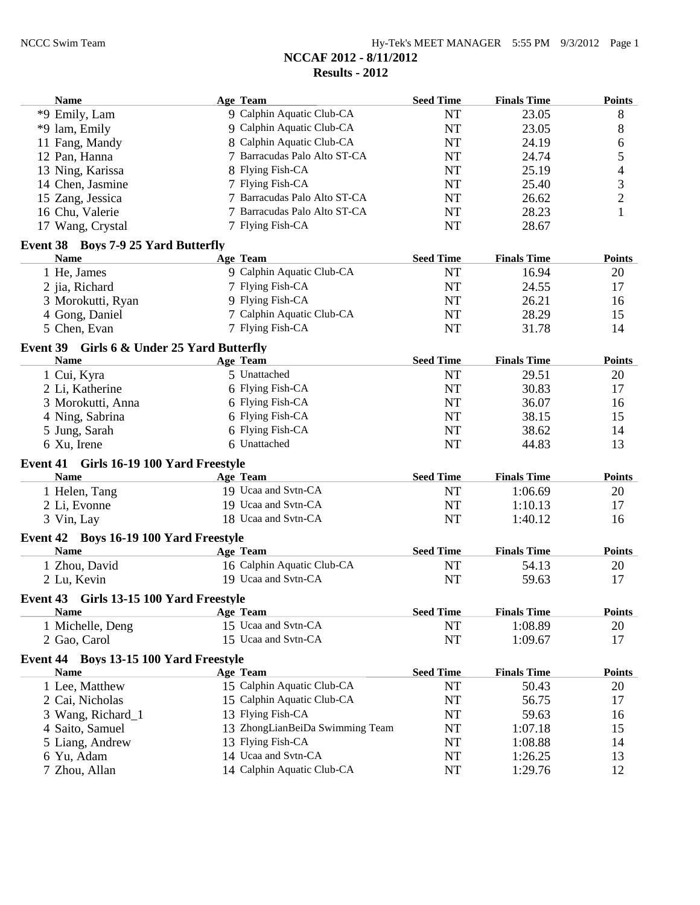# NCCAF 2012 - 8/11/2012

## Results - 2012

| Name | Age | Team | Seed Time | Finals Time | Points |
|---|---|---|---|---|---|
| *9 Emily, Lam | 9 | Calphin Aquatic Club-CA | NT | 23.05 | 8 |
| *9 lam, Emily | 9 | Calphin Aquatic Club-CA | NT | 23.05 | 8 |
| 11 Fang, Mandy | 8 | Calphin Aquatic Club-CA | NT | 24.19 | 6 |
| 12 Pan, Hanna | 7 | Barracudas Palo Alto ST-CA | NT | 24.74 | 5 |
| 13 Ning, Karissa | 8 | Flying Fish-CA | NT | 25.19 | 4 |
| 14 Chen, Jasmine | 7 | Flying Fish-CA | NT | 25.40 | 3 |
| 15 Zang, Jessica | 7 | Barracudas Palo Alto ST-CA | NT | 26.62 | 2 |
| 16 Chu, Valerie | 7 | Barracudas Palo Alto ST-CA | NT | 28.23 | 1 |
| 17 Wang, Crystal | 7 | Flying Fish-CA | NT | 28.67 | |

### Event 38 Boys 7-9 25 Yard Butterfly

| Name | Age | Team | Seed Time | Finals Time | Points |
|---|---|---|---|---|---|
| 1 He, James | 9 | Calphin Aquatic Club-CA | NT | 16.94 | 20 |
| 2 jia, Richard | 7 | Flying Fish-CA | NT | 24.55 | 17 |
| 3 Morokutti, Ryan | 9 | Flying Fish-CA | NT | 26.21 | 16 |
| 4 Gong, Daniel | 7 | Calphin Aquatic Club-CA | NT | 28.29 | 15 |
| 5 Chen, Evan | 7 | Flying Fish-CA | NT | 31.78 | 14 |

### Event 39 Girls 6 & Under 25 Yard Butterfly

| Name | Age | Team | Seed Time | Finals Time | Points |
|---|---|---|---|---|---|
| 1 Cui, Kyra | 5 | Unattached | NT | 29.51 | 20 |
| 2 Li, Katherine | 6 | Flying Fish-CA | NT | 30.83 | 17 |
| 3 Morokutti, Anna | 6 | Flying Fish-CA | NT | 36.07 | 16 |
| 4 Ning, Sabrina | 6 | Flying Fish-CA | NT | 38.15 | 15 |
| 5 Jung, Sarah | 6 | Flying Fish-CA | NT | 38.62 | 14 |
| 6 Xu, Irene | 6 | Unattached | NT | 44.83 | 13 |

### Event 41 Girls 16-19 100 Yard Freestyle

| Name | Age | Team | Seed Time | Finals Time | Points |
|---|---|---|---|---|---|
| 1 Helen, Tang | 19 | Ucaa and Svtn-CA | NT | 1:06.69 | 20 |
| 2 Li, Evonne | 19 | Ucaa and Svtn-CA | NT | 1:10.13 | 17 |
| 3 Vin, Lay | 18 | Ucaa and Svtn-CA | NT | 1:40.12 | 16 |

### Event 42 Boys 16-19 100 Yard Freestyle

| Name | Age | Team | Seed Time | Finals Time | Points |
|---|---|---|---|---|---|
| 1 Zhou, David | 16 | Calphin Aquatic Club-CA | NT | 54.13 | 20 |
| 2 Lu, Kevin | 19 | Ucaa and Svtn-CA | NT | 59.63 | 17 |

### Event 43 Girls 13-15 100 Yard Freestyle

| Name | Age | Team | Seed Time | Finals Time | Points |
|---|---|---|---|---|---|
| 1 Michelle, Deng | 15 | Ucaa and Svtn-CA | NT | 1:08.89 | 20 |
| 2 Gao, Carol | 15 | Ucaa and Svtn-CA | NT | 1:09.67 | 17 |

### Event 44 Boys 13-15 100 Yard Freestyle

| Name | Age | Team | Seed Time | Finals Time | Points |
|---|---|---|---|---|---|
| 1 Lee, Matthew | 15 | Calphin Aquatic Club-CA | NT | 50.43 | 20 |
| 2 Cai, Nicholas | 15 | Calphin Aquatic Club-CA | NT | 56.75 | 17 |
| 3 Wang, Richard_1 | 13 | Flying Fish-CA | NT | 59.63 | 16 |
| 4 Saito, Samuel | 13 | ZhongLianBeiDa Swimming Team | NT | 1:07.18 | 15 |
| 5 Liang, Andrew | 13 | Flying Fish-CA | NT | 1:08.88 | 14 |
| 6 Yu, Adam | 14 | Ucaa and Svtn-CA | NT | 1:26.25 | 13 |
| 7 Zhou, Allan | 14 | Calphin Aquatic Club-CA | NT | 1:29.76 | 12 |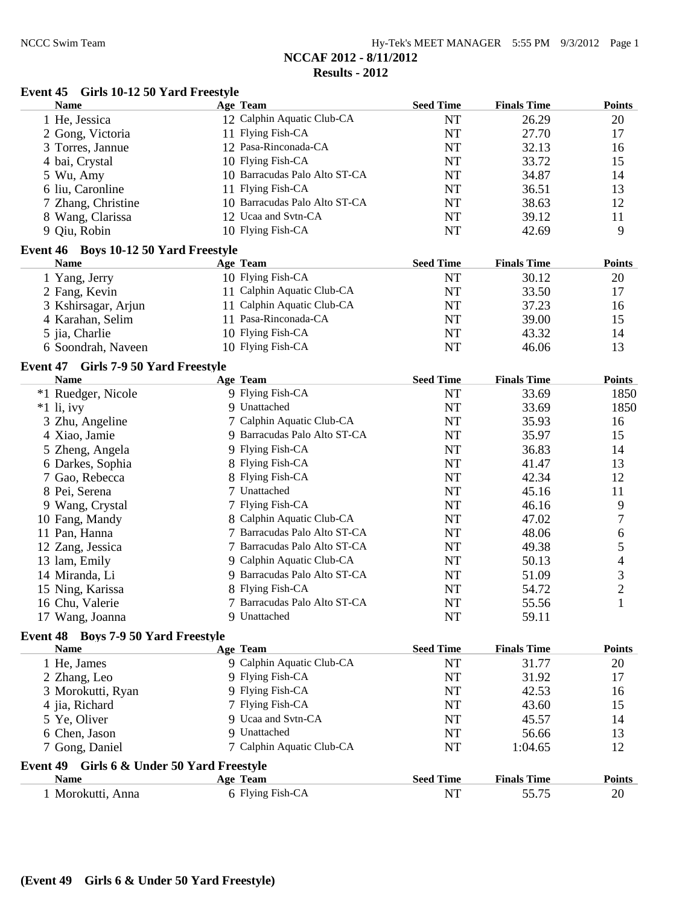## NCCAF 2012 - 8/11/2012

## Results - 2012

### Event 45 Girls 10-12 50 Yard Freestyle

| Name | Age | Team | Seed Time | Finals Time | Points |
|---|---|---|---|---|---|
| 1 He, Jessica | 12 | Calphin Aquatic Club-CA | NT | 26.29 | 20 |
| 2 Gong, Victoria | 11 | Flying Fish-CA | NT | 27.70 | 17 |
| 3 Torres, Jannue | 12 | Pasa-Rinconada-CA | NT | 32.13 | 16 |
| 4 bai, Crystal | 10 | Flying Fish-CA | NT | 33.72 | 15 |
| 5 Wu, Amy | 10 | Barracudas Palo Alto ST-CA | NT | 34.87 | 14 |
| 6 liu, Caronline | 11 | Flying Fish-CA | NT | 36.51 | 13 |
| 7 Zhang, Christine | 10 | Barracudas Palo Alto ST-CA | NT | 38.63 | 12 |
| 8 Wang, Clarissa | 12 | Ucaa and Svtn-CA | NT | 39.12 | 11 |
| 9 Qiu, Robin | 10 | Flying Fish-CA | NT | 42.69 | 9 |

### Event 46 Boys 10-12 50 Yard Freestyle

| Name | Age | Team | Seed Time | Finals Time | Points |
|---|---|---|---|---|---|
| 1 Yang, Jerry | 10 | Flying Fish-CA | NT | 30.12 | 20 |
| 2 Fang, Kevin | 11 | Calphin Aquatic Club-CA | NT | 33.50 | 17 |
| 3 Kshirsagar, Arjun | 11 | Calphin Aquatic Club-CA | NT | 37.23 | 16 |
| 4 Karahan, Selim | 11 | Pasa-Rinconada-CA | NT | 39.00 | 15 |
| 5 jia, Charlie | 10 | Flying Fish-CA | NT | 43.32 | 14 |
| 6 Soondrah, Naveen | 10 | Flying Fish-CA | NT | 46.06 | 13 |

### Event 47 Girls 7-9 50 Yard Freestyle

| Name | Age | Team | Seed Time | Finals Time | Points |
|---|---|---|---|---|---|
| *1 Ruedger, Nicole | 9 | Flying Fish-CA | NT | 33.69 | 1850 |
| *1 li, ivy | 9 | Unattached | NT | 33.69 | 1850 |
| 3 Zhu, Angeline | 7 | Calphin Aquatic Club-CA | NT | 35.93 | 16 |
| 4 Xiao, Jamie | 9 | Barracudas Palo Alto ST-CA | NT | 35.97 | 15 |
| 5 Zheng, Angela | 9 | Flying Fish-CA | NT | 36.83 | 14 |
| 6 Darkes, Sophia | 8 | Flying Fish-CA | NT | 41.47 | 13 |
| 7 Gao, Rebecca | 8 | Flying Fish-CA | NT | 42.34 | 12 |
| 8 Pei, Serena | 7 | Unattached | NT | 45.16 | 11 |
| 9 Wang, Crystal | 7 | Flying Fish-CA | NT | 46.16 | 9 |
| 10 Fang, Mandy | 8 | Calphin Aquatic Club-CA | NT | 47.02 | 7 |
| 11 Pan, Hanna | 7 | Barracudas Palo Alto ST-CA | NT | 48.06 | 6 |
| 12 Zang, Jessica | 7 | Barracudas Palo Alto ST-CA | NT | 49.38 | 5 |
| 13 lam, Emily | 9 | Calphin Aquatic Club-CA | NT | 50.13 | 4 |
| 14 Miranda, Li | 9 | Barracudas Palo Alto ST-CA | NT | 51.09 | 3 |
| 15 Ning, Karissa | 8 | Flying Fish-CA | NT | 54.72 | 2 |
| 16 Chu, Valerie | 7 | Barracudas Palo Alto ST-CA | NT | 55.56 | 1 |
| 17 Wang, Joanna | 9 | Unattached | NT | 59.11 | |

### Event 48 Boys 7-9 50 Yard Freestyle

| Name | Age | Team | Seed Time | Finals Time | Points |
|---|---|---|---|---|---|
| 1 He, James | 9 | Calphin Aquatic Club-CA | NT | 31.77 | 20 |
| 2 Zhang, Leo | 9 | Flying Fish-CA | NT | 31.92 | 17 |
| 3 Morokutti, Ryan | 9 | Flying Fish-CA | NT | 42.53 | 16 |
| 4 jia, Richard | 7 | Flying Fish-CA | NT | 43.60 | 15 |
| 5 Ye, Oliver | 9 | Ucaa and Svtn-CA | NT | 45.57 | 14 |
| 6 Chen, Jason | 9 | Unattached | NT | 56.66 | 13 |
| 7 Gong, Daniel | 7 | Calphin Aquatic Club-CA | NT | 1:04.65 | 12 |

### Event 49 Girls 6 & Under 50 Yard Freestyle

| Name | Age | Team | Seed Time | Finals Time | Points |
|---|---|---|---|---|---|
| 1 Morokutti, Anna | 6 | Flying Fish-CA | NT | 55.75 | 20 |

**(Event 49 Girls 6 & Under 50 Yard Freestyle)**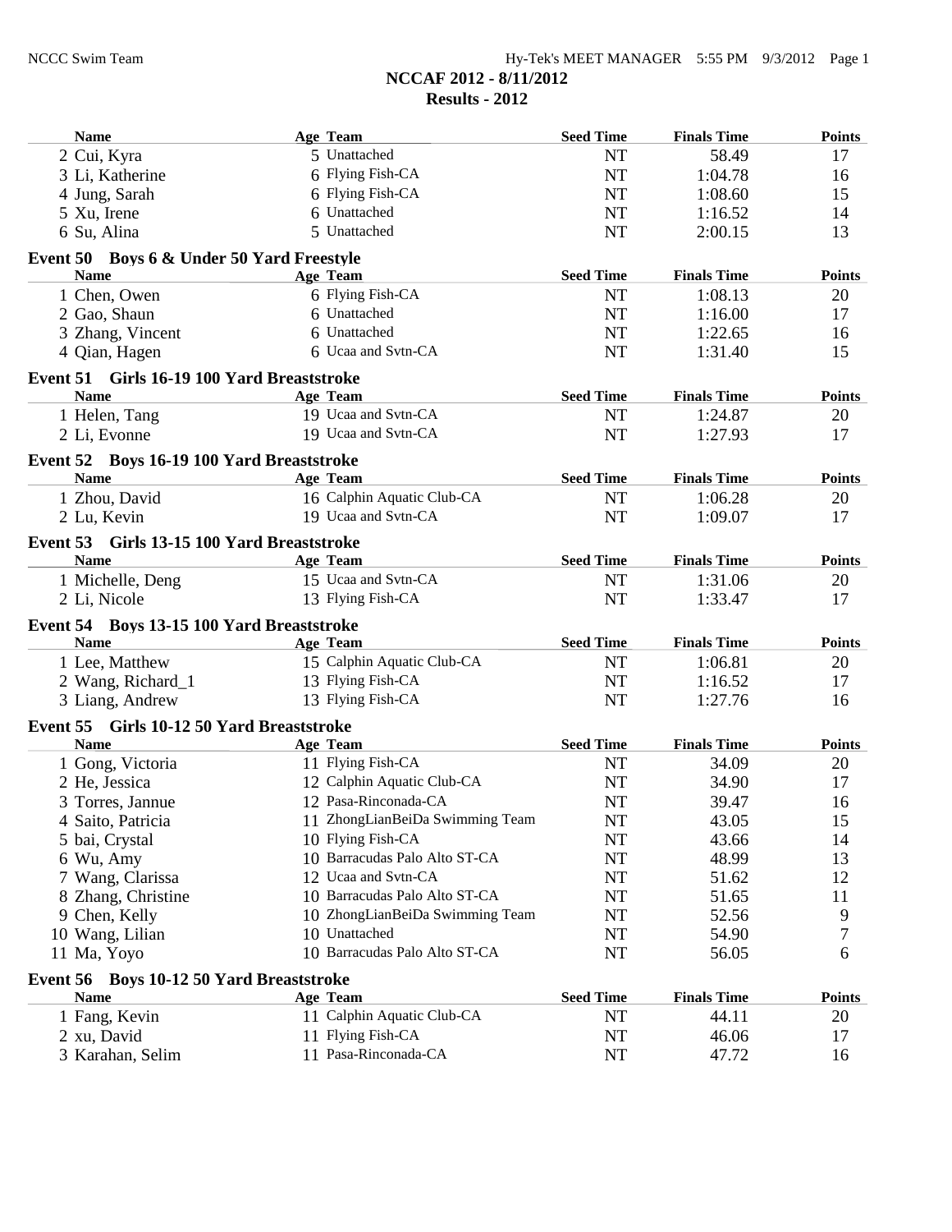## NCCAF 2012 - 8/11/2012

## Results - 2012

| Name | Age | Team | Seed Time | Finals Time | Points |
|---|---|---|---|---|---|
| 2 Cui, Kyra | 5 | Unattached | NT | 58.49 | 17 |
| 3 Li, Katherine | 6 | Flying Fish-CA | NT | 1:04.78 | 16 |
| 4 Jung, Sarah | 6 | Flying Fish-CA | NT | 1:08.60 | 15 |
| 5 Xu, Irene | 6 | Unattached | NT | 1:16.52 | 14 |
| 6 Su, Alina | 5 | Unattached | NT | 2:00.15 | 13 |

### Event 50 Boys 6 & Under 50 Yard Freestyle

| Name | Age | Team | Seed Time | Finals Time | Points |
|---|---|---|---|---|---|
| 1 Chen, Owen | 6 | Flying Fish-CA | NT | 1:08.13 | 20 |
| 2 Gao, Shaun | 6 | Unattached | NT | 1:16.00 | 17 |
| 3 Zhang, Vincent | 6 | Unattached | NT | 1:22.65 | 16 |
| 4 Qian, Hagen | 6 | Ucaa and Svtn-CA | NT | 1:31.40 | 15 |

### Event 51 Girls 16-19 100 Yard Breaststroke

| Name | Age | Team | Seed Time | Finals Time | Points |
|---|---|---|---|---|---|
| 1 Helen, Tang | 19 | Ucaa and Svtn-CA | NT | 1:24.87 | 20 |
| 2 Li, Evonne | 19 | Ucaa and Svtn-CA | NT | 1:27.93 | 17 |

### Event 52 Boys 16-19 100 Yard Breaststroke

| Name | Age | Team | Seed Time | Finals Time | Points |
|---|---|---|---|---|---|
| 1 Zhou, David | 16 | Calphin Aquatic Club-CA | NT | 1:06.28 | 20 |
| 2 Lu, Kevin | 19 | Ucaa and Svtn-CA | NT | 1:09.07 | 17 |

### Event 53 Girls 13-15 100 Yard Breaststroke

| Name | Age | Team | Seed Time | Finals Time | Points |
|---|---|---|---|---|---|
| 1 Michelle, Deng | 15 | Ucaa and Svtn-CA | NT | 1:31.06 | 20 |
| 2 Li, Nicole | 13 | Flying Fish-CA | NT | 1:33.47 | 17 |

### Event 54 Boys 13-15 100 Yard Breaststroke

| Name | Age | Team | Seed Time | Finals Time | Points |
|---|---|---|---|---|---|
| 1 Lee, Matthew | 15 | Calphin Aquatic Club-CA | NT | 1:06.81 | 20 |
| 2 Wang, Richard_1 | 13 | Flying Fish-CA | NT | 1:16.52 | 17 |
| 3 Liang, Andrew | 13 | Flying Fish-CA | NT | 1:27.76 | 16 |

### Event 55 Girls 10-12 50 Yard Breaststroke

| Name | Age | Team | Seed Time | Finals Time | Points |
|---|---|---|---|---|---|
| 1 Gong, Victoria | 11 | Flying Fish-CA | NT | 34.09 | 20 |
| 2 He, Jessica | 12 | Calphin Aquatic Club-CA | NT | 34.90 | 17 |
| 3 Torres, Jannue | 12 | Pasa-Rinconada-CA | NT | 39.47 | 16 |
| 4 Saito, Patricia | 11 | ZhongLianBeiDa Swimming Team | NT | 43.05 | 15 |
| 5 bai, Crystal | 10 | Flying Fish-CA | NT | 43.66 | 14 |
| 6 Wu, Amy | 10 | Barracudas Palo Alto ST-CA | NT | 48.99 | 13 |
| 7 Wang, Clarissa | 12 | Ucaa and Svtn-CA | NT | 51.62 | 12 |
| 8 Zhang, Christine | 10 | Barracudas Palo Alto ST-CA | NT | 51.65 | 11 |
| 9 Chen, Kelly | 10 | ZhongLianBeiDa Swimming Team | NT | 52.56 | 9 |
| 10 Wang, Lilian | 10 | Unattached | NT | 54.90 | 7 |
| 11 Ma, Yoyo | 10 | Barracudas Palo Alto ST-CA | NT | 56.05 | 6 |

### Event 56 Boys 10-12 50 Yard Breaststroke

| Name | Age | Team | Seed Time | Finals Time | Points |
|---|---|---|---|---|---|
| 1 Fang, Kevin | 11 | Calphin Aquatic Club-CA | NT | 44.11 | 20 |
| 2 xu, David | 11 | Flying Fish-CA | NT | 46.06 | 17 |
| 3 Karahan, Selim | 11 | Pasa-Rinconada-CA | NT | 47.72 | 16 |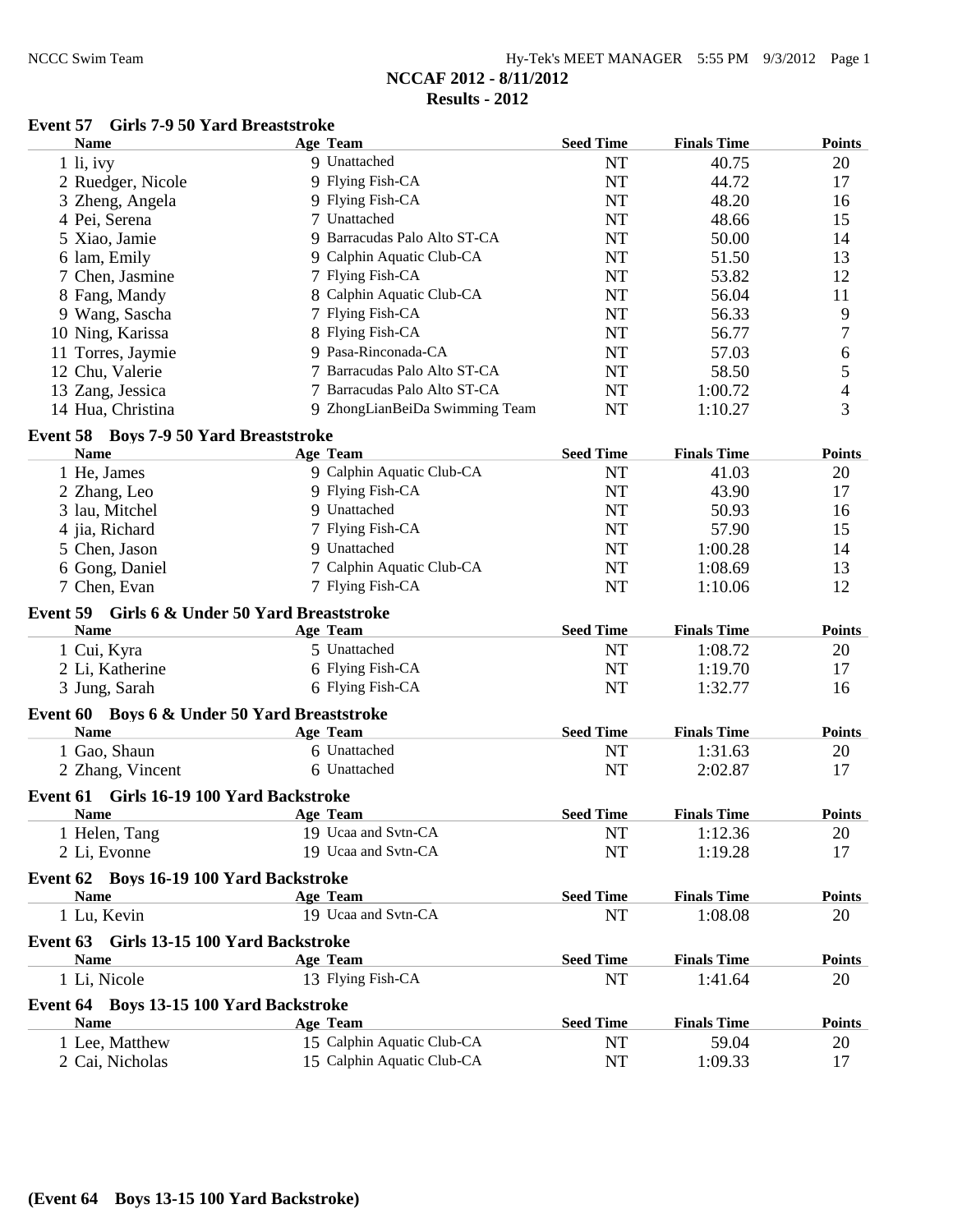# NCCAF 2012 - 8/11/2012

## Results - 2012

### Event 57 Girls 7-9 50 Yard Breaststroke

| Name | Age | Team | Seed Time | Finals Time | Points |
|---|---|---|---|---|---|
| 1 li, ivy | 9 | Unattached | NT | 40.75 | 20 |
| 2 Ruedger, Nicole | 9 | Flying Fish-CA | NT | 44.72 | 17 |
| 3 Zheng, Angela | 9 | Flying Fish-CA | NT | 48.20 | 16 |
| 4 Pei, Serena | 7 | Unattached | NT | 48.66 | 15 |
| 5 Xiao, Jamie | 9 | Barracudas Palo Alto ST-CA | NT | 50.00 | 14 |
| 6 lam, Emily | 9 | Calphin Aquatic Club-CA | NT | 51.50 | 13 |
| 7 Chen, Jasmine | 7 | Flying Fish-CA | NT | 53.82 | 12 |
| 8 Fang, Mandy | 8 | Calphin Aquatic Club-CA | NT | 56.04 | 11 |
| 9 Wang, Sascha | 7 | Flying Fish-CA | NT | 56.33 | 9 |
| 10 Ning, Karissa | 8 | Flying Fish-CA | NT | 56.77 | 7 |
| 11 Torres, Jaymie | 9 | Pasa-Rinconada-CA | NT | 57.03 | 6 |
| 12 Chu, Valerie | 7 | Barracudas Palo Alto ST-CA | NT | 58.50 | 5 |
| 13 Zang, Jessica | 7 | Barracudas Palo Alto ST-CA | NT | 1:00.72 | 4 |
| 14 Hua, Christina | 9 | ZhongLianBeiDa Swimming Team | NT | 1:10.27 | 3 |

### Event 58 Boys 7-9 50 Yard Breaststroke

| Name | Age | Team | Seed Time | Finals Time | Points |
|---|---|---|---|---|---|
| 1 He, James | 9 | Calphin Aquatic Club-CA | NT | 41.03 | 20 |
| 2 Zhang, Leo | 9 | Flying Fish-CA | NT | 43.90 | 17 |
| 3 lau, Mitchel | 9 | Unattached | NT | 50.93 | 16 |
| 4 jia, Richard | 7 | Flying Fish-CA | NT | 57.90 | 15 |
| 5 Chen, Jason | 9 | Unattached | NT | 1:00.28 | 14 |
| 6 Gong, Daniel | 7 | Calphin Aquatic Club-CA | NT | 1:08.69 | 13 |
| 7 Chen, Evan | 7 | Flying Fish-CA | NT | 1:10.06 | 12 |

### Event 59 Girls 6 & Under 50 Yard Breaststroke

| Name | Age | Team | Seed Time | Finals Time | Points |
|---|---|---|---|---|---|
| 1 Cui, Kyra | 5 | Unattached | NT | 1:08.72 | 20 |
| 2 Li, Katherine | 6 | Flying Fish-CA | NT | 1:19.70 | 17 |
| 3 Jung, Sarah | 6 | Flying Fish-CA | NT | 1:32.77 | 16 |

### Event 60 Boys 6 & Under 50 Yard Breaststroke

| Name | Age | Team | Seed Time | Finals Time | Points |
|---|---|---|---|---|---|
| 1 Gao, Shaun | 6 | Unattached | NT | 1:31.63 | 20 |
| 2 Zhang, Vincent | 6 | Unattached | NT | 2:02.87 | 17 |

### Event 61 Girls 16-19 100 Yard Backstroke

| Name | Age | Team | Seed Time | Finals Time | Points |
|---|---|---|---|---|---|
| 1 Helen, Tang | 19 | Ucaa and Svtn-CA | NT | 1:12.36 | 20 |
| 2 Li, Evonne | 19 | Ucaa and Svtn-CA | NT | 1:19.28 | 17 |

### Event 62 Boys 16-19 100 Yard Backstroke

| Name | Age | Team | Seed Time | Finals Time | Points |
|---|---|---|---|---|---|
| 1 Lu, Kevin | 19 | Ucaa and Svtn-CA | NT | 1:08.08 | 20 |

### Event 63 Girls 13-15 100 Yard Backstroke

| Name | Age | Team | Seed Time | Finals Time | Points |
|---|---|---|---|---|---|
| 1 Li, Nicole | 13 | Flying Fish-CA | NT | 1:41.64 | 20 |

### Event 64 Boys 13-15 100 Yard Backstroke

| Name | Age | Team | Seed Time | Finals Time | Points |
|---|---|---|---|---|---|
| 1 Lee, Matthew | 15 | Calphin Aquatic Club-CA | NT | 59.04 | 20 |
| 2 Cai, Nicholas | 15 | Calphin Aquatic Club-CA | NT | 1:09.33 | 17 |

**(Event 64 Boys 13-15 100 Yard Backstroke)**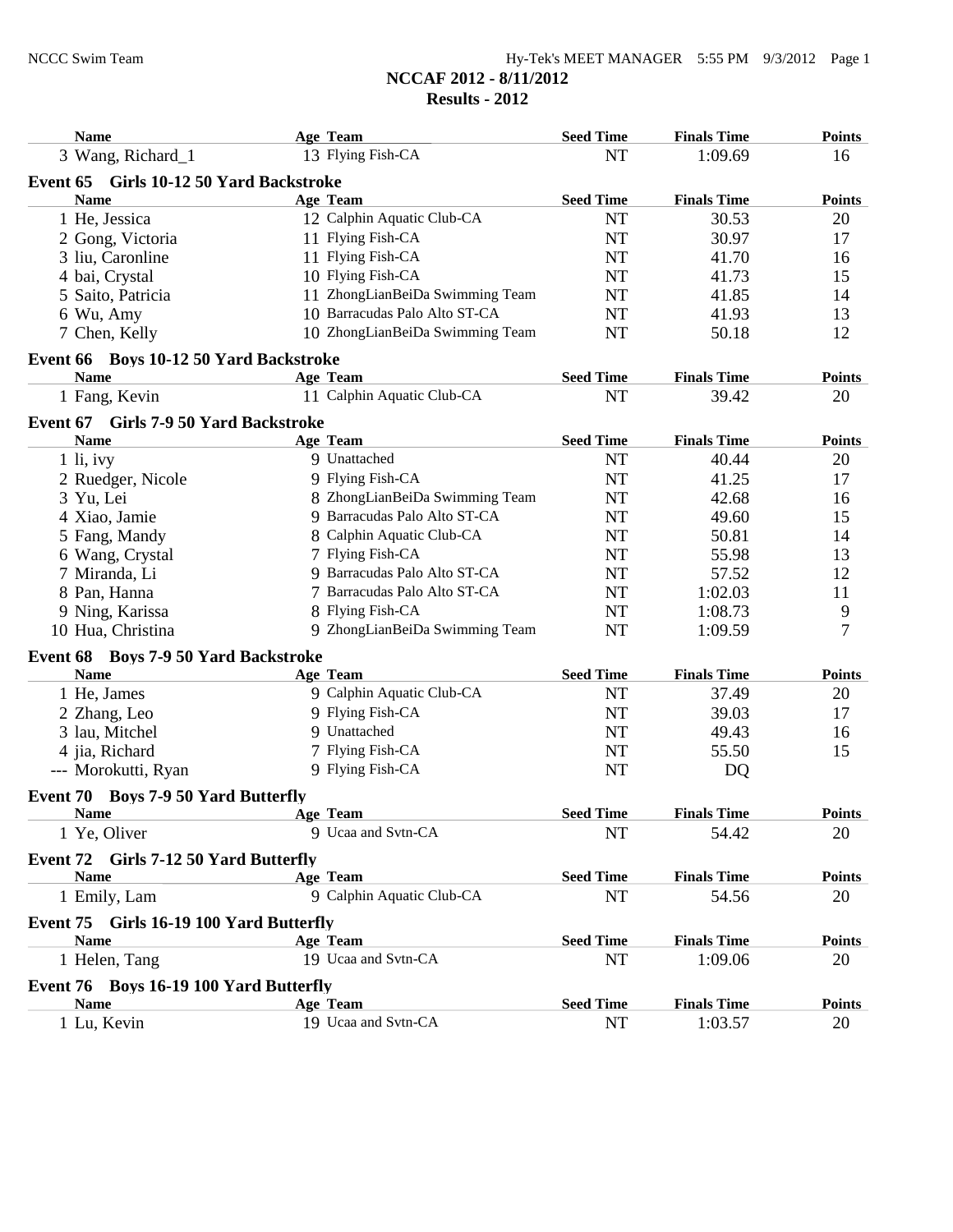# NCCAF 2012 - 8/11/2012

## Results - 2012

| Name | Age | Team | Seed Time | Finals Time | Points |
|---|---|---|---|---|---|
| 3 Wang, Richard_1 | 13 | Flying Fish-CA | NT | 1:09.69 | 16 |

### Event 65 Girls 10-12 50 Yard Backstroke

| Name | Age | Team | Seed Time | Finals Time | Points |
|---|---|---|---|---|---|
| 1 He, Jessica | 12 | Calphin Aquatic Club-CA | NT | 30.53 | 20 |
| 2 Gong, Victoria | 11 | Flying Fish-CA | NT | 30.97 | 17 |
| 3 liu, Caronline | 11 | Flying Fish-CA | NT | 41.70 | 16 |
| 4 bai, Crystal | 10 | Flying Fish-CA | NT | 41.73 | 15 |
| 5 Saito, Patricia | 11 | ZhongLianBeiDa Swimming Team | NT | 41.85 | 14 |
| 6 Wu, Amy | 10 | Barracudas Palo Alto ST-CA | NT | 41.93 | 13 |
| 7 Chen, Kelly | 10 | ZhongLianBeiDa Swimming Team | NT | 50.18 | 12 |

### Event 66 Boys 10-12 50 Yard Backstroke

| Name | Age | Team | Seed Time | Finals Time | Points |
|---|---|---|---|---|---|
| 1 Fang, Kevin | 11 | Calphin Aquatic Club-CA | NT | 39.42 | 20 |

### Event 67 Girls 7-9 50 Yard Backstroke

| Name | Age | Team | Seed Time | Finals Time | Points |
|---|---|---|---|---|---|
| 1 li, ivy | 9 | Unattached | NT | 40.44 | 20 |
| 2 Ruedger, Nicole | 9 | Flying Fish-CA | NT | 41.25 | 17 |
| 3 Yu, Lei | 8 | ZhongLianBeiDa Swimming Team | NT | 42.68 | 16 |
| 4 Xiao, Jamie | 9 | Barracudas Palo Alto ST-CA | NT | 49.60 | 15 |
| 5 Fang, Mandy | 8 | Calphin Aquatic Club-CA | NT | 50.81 | 14 |
| 6 Wang, Crystal | 7 | Flying Fish-CA | NT | 55.98 | 13 |
| 7 Miranda, Li | 9 | Barracudas Palo Alto ST-CA | NT | 57.52 | 12 |
| 8 Pan, Hanna | 7 | Barracudas Palo Alto ST-CA | NT | 1:02.03 | 11 |
| 9 Ning, Karissa | 8 | Flying Fish-CA | NT | 1:08.73 | 9 |
| 10 Hua, Christina | 9 | ZhongLianBeiDa Swimming Team | NT | 1:09.59 | 7 |

### Event 68 Boys 7-9 50 Yard Backstroke

| Name | Age | Team | Seed Time | Finals Time | Points |
|---|---|---|---|---|---|
| 1 He, James | 9 | Calphin Aquatic Club-CA | NT | 37.49 | 20 |
| 2 Zhang, Leo | 9 | Flying Fish-CA | NT | 39.03 | 17 |
| 3 lau, Mitchel | 9 | Unattached | NT | 49.43 | 16 |
| 4 jia, Richard | 7 | Flying Fish-CA | NT | 55.50 | 15 |
| --- Morokutti, Ryan | 9 | Flying Fish-CA | NT | DQ | |

### Event 70 Boys 7-9 50 Yard Butterfly

| Name | Age | Team | Seed Time | Finals Time | Points |
|---|---|---|---|---|---|
| 1 Ye, Oliver | 9 | Ucaa and Svtn-CA | NT | 54.42 | 20 |

### Event 72 Girls 7-12 50 Yard Butterfly

| Name | Age | Team | Seed Time | Finals Time | Points |
|---|---|---|---|---|---|
| 1 Emily, Lam | 9 | Calphin Aquatic Club-CA | NT | 54.56 | 20 |

### Event 75 Girls 16-19 100 Yard Butterfly

| Name | Age | Team | Seed Time | Finals Time | Points |
|---|---|---|---|---|---|
| 1 Helen, Tang | 19 | Ucaa and Svtn-CA | NT | 1:09.06 | 20 |

### Event 76 Boys 16-19 100 Yard Butterfly

| Name | Age | Team | Seed Time | Finals Time | Points |
|---|---|---|---|---|---|
| 1 Lu, Kevin | 19 | Ucaa and Svtn-CA | NT | 1:03.57 | 20 |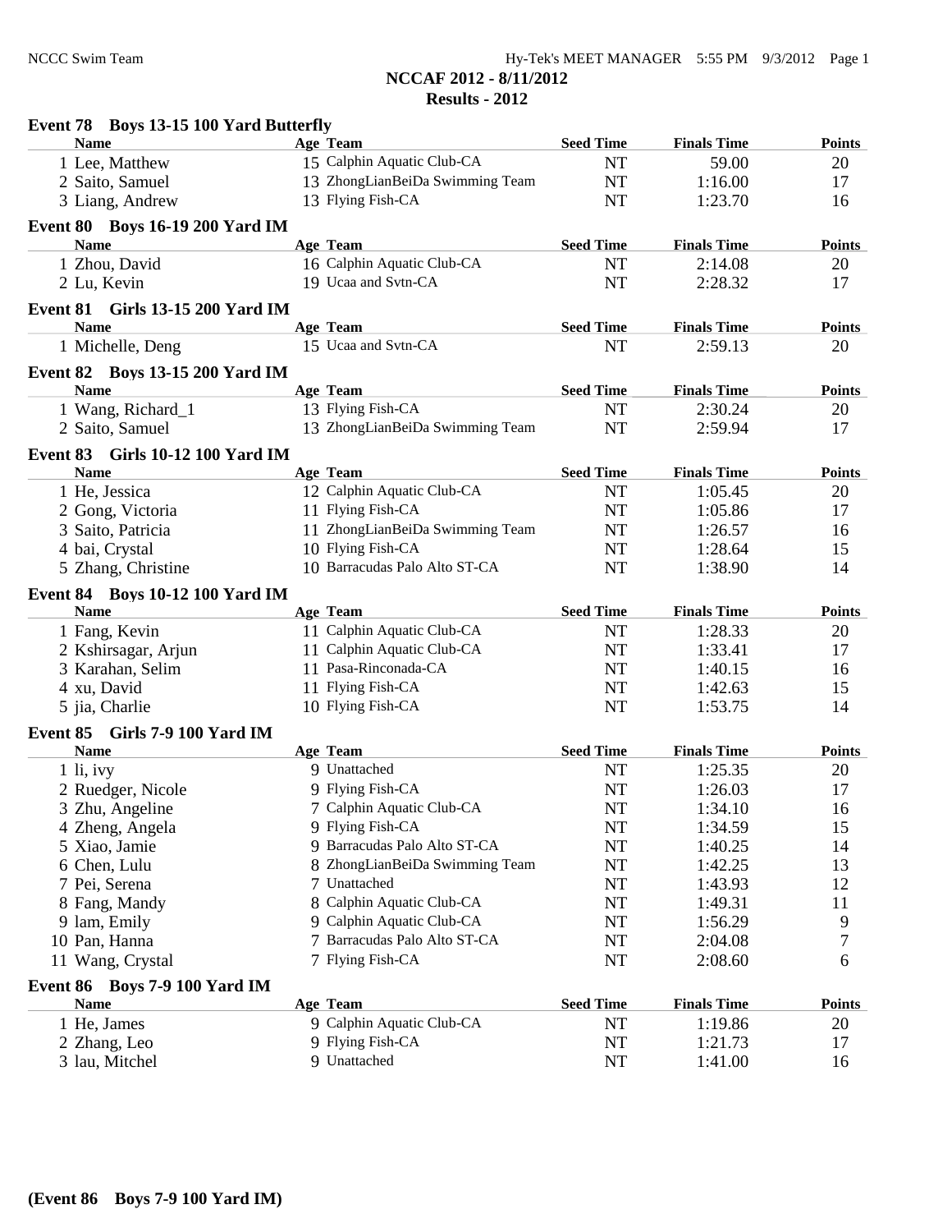**NCCAF 2012 - 8/11/2012**

**Results - 2012**

### Event 78 Boys 13-15 100 Yard Butterfly

| Name | Age | Team | Seed Time | Finals Time | Points |
|---|---|---|---|---|---|
| 1 Lee, Matthew | 15 | Calphin Aquatic Club-CA | NT | 59.00 | 20 |
| 2 Saito, Samuel | 13 | ZhongLianBeiDa Swimming Team | NT | 1:16.00 | 17 |
| 3 Liang, Andrew | 13 | Flying Fish-CA | NT | 1:23.70 | 16 |

### Event 80 Boys 16-19 200 Yard IM

| Name | Age | Team | Seed Time | Finals Time | Points |
|---|---|---|---|---|---|
| 1 Zhou, David | 16 | Calphin Aquatic Club-CA | NT | 2:14.08 | 20 |
| 2 Lu, Kevin | 19 | Ucaa and Svtn-CA | NT | 2:28.32 | 17 |

### Event 81 Girls 13-15 200 Yard IM

| Name | Age | Team | Seed Time | Finals Time | Points |
|---|---|---|---|---|---|
| 1 Michelle, Deng | 15 | Ucaa and Svtn-CA | NT | 2:59.13 | 20 |

### Event 82 Boys 13-15 200 Yard IM

| Name | Age | Team | Seed Time | Finals Time | Points |
|---|---|---|---|---|---|
| 1 Wang, Richard_1 | 13 | Flying Fish-CA | NT | 2:30.24 | 20 |
| 2 Saito, Samuel | 13 | ZhongLianBeiDa Swimming Team | NT | 2:59.94 | 17 |

### Event 83 Girls 10-12 100 Yard IM

| Name | Age | Team | Seed Time | Finals Time | Points |
|---|---|---|---|---|---|
| 1 He, Jessica | 12 | Calphin Aquatic Club-CA | NT | 1:05.45 | 20 |
| 2 Gong, Victoria | 11 | Flying Fish-CA | NT | 1:05.86 | 17 |
| 3 Saito, Patricia | 11 | ZhongLianBeiDa Swimming Team | NT | 1:26.57 | 16 |
| 4 bai, Crystal | 10 | Flying Fish-CA | NT | 1:28.64 | 15 |
| 5 Zhang, Christine | 10 | Barracudas Palo Alto ST-CA | NT | 1:38.90 | 14 |

### Event 84 Boys 10-12 100 Yard IM

| Name | Age | Team | Seed Time | Finals Time | Points |
|---|---|---|---|---|---|
| 1 Fang, Kevin | 11 | Calphin Aquatic Club-CA | NT | 1:28.33 | 20 |
| 2 Kshirsagar, Arjun | 11 | Calphin Aquatic Club-CA | NT | 1:33.41 | 17 |
| 3 Karahan, Selim | 11 | Pasa-Rinconada-CA | NT | 1:40.15 | 16 |
| 4 xu, David | 11 | Flying Fish-CA | NT | 1:42.63 | 15 |
| 5 jia, Charlie | 10 | Flying Fish-CA | NT | 1:53.75 | 14 |

### Event 85 Girls 7-9 100 Yard IM

| Name | Age | Team | Seed Time | Finals Time | Points |
|---|---|---|---|---|---|
| 1 li, ivy | 9 | Unattached | NT | 1:25.35 | 20 |
| 2 Ruedger, Nicole | 9 | Flying Fish-CA | NT | 1:26.03 | 17 |
| 3 Zhu, Angeline | 7 | Calphin Aquatic Club-CA | NT | 1:34.10 | 16 |
| 4 Zheng, Angela | 9 | Flying Fish-CA | NT | 1:34.59 | 15 |
| 5 Xiao, Jamie | 9 | Barracudas Palo Alto ST-CA | NT | 1:40.25 | 14 |
| 6 Chen, Lulu | 8 | ZhongLianBeiDa Swimming Team | NT | 1:42.25 | 13 |
| 7 Pei, Serena | 7 | Unattached | NT | 1:43.93 | 12 |
| 8 Fang, Mandy | 8 | Calphin Aquatic Club-CA | NT | 1:49.31 | 11 |
| 9 lam, Emily | 9 | Calphin Aquatic Club-CA | NT | 1:56.29 | 9 |
| 10 Pan, Hanna | 7 | Barracudas Palo Alto ST-CA | NT | 2:04.08 | 7 |
| 11 Wang, Crystal | 7 | Flying Fish-CA | NT | 2:08.60 | 6 |

### Event 86 Boys 7-9 100 Yard IM

| Name | Age | Team | Seed Time | Finals Time | Points |
|---|---|---|---|---|---|
| 1 He, James | 9 | Calphin Aquatic Club-CA | NT | 1:19.86 | 20 |
| 2 Zhang, Leo | 9 | Flying Fish-CA | NT | 1:21.73 | 17 |
| 3 lau, Mitchel | 9 | Unattached | NT | 1:41.00 | 16 |

**(Event 86 Boys 7-9 100 Yard IM)**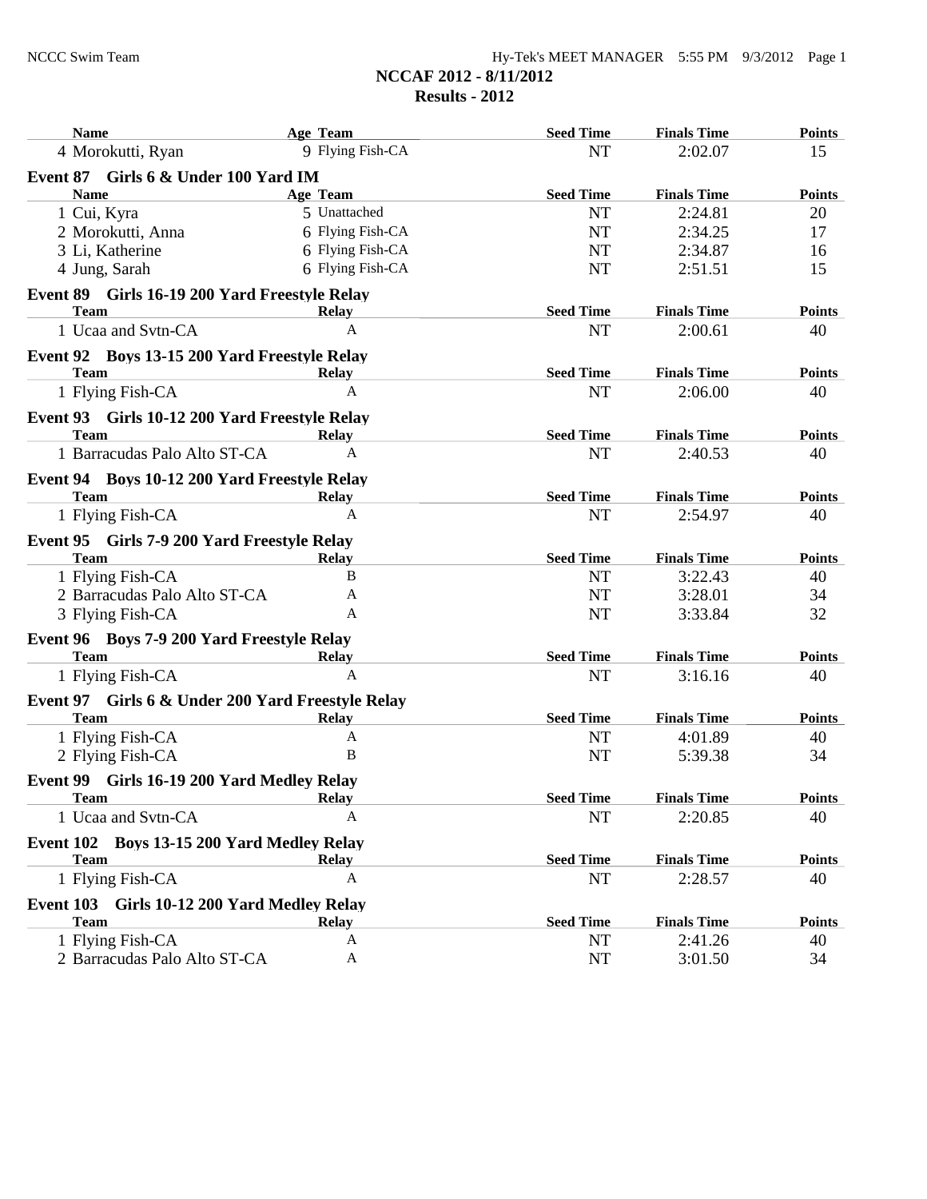# NCCAF 2012 - 8/11/2012

## Results - 2012

| Name | Age | Team | Seed Time | Finals Time | Points |
|---|---|---|---|---|---|
| 4 Morokutti, Ryan | 9 | Flying Fish-CA | NT | 2:02.07 | 15 |

### Event 87 Girls 6 & Under 100 Yard IM

| Name | Age | Team | Seed Time | Finals Time | Points |
|---|---|---|---|---|---|
| 1 Cui, Kyra | 5 | Unattached | NT | 2:24.81 | 20 |
| 2 Morokutti, Anna | 6 | Flying Fish-CA | NT | 2:34.25 | 17 |
| 3 Li, Katherine | 6 | Flying Fish-CA | NT | 2:34.87 | 16 |
| 4 Jung, Sarah | 6 | Flying Fish-CA | NT | 2:51.51 | 15 |

### Event 89 Girls 16-19 200 Yard Freestyle Relay

| Team | Relay | Seed Time | Finals Time | Points |
|---|---|---|---|---|
| 1 Ucaa and Svtn-CA | A | NT | 2:00.61 | 40 |

### Event 92 Boys 13-15 200 Yard Freestyle Relay

| Team | Relay | Seed Time | Finals Time | Points |
|---|---|---|---|---|
| 1 Flying Fish-CA | A | NT | 2:06.00 | 40 |

### Event 93 Girls 10-12 200 Yard Freestyle Relay

| Team | Relay | Seed Time | Finals Time | Points |
|---|---|---|---|---|
| 1 Barracudas Palo Alto ST-CA | A | NT | 2:40.53 | 40 |

### Event 94 Boys 10-12 200 Yard Freestyle Relay

| Team | Relay | Seed Time | Finals Time | Points |
|---|---|---|---|---|
| 1 Flying Fish-CA | A | NT | 2:54.97 | 40 |

### Event 95 Girls 7-9 200 Yard Freestyle Relay

| Team | Relay | Seed Time | Finals Time | Points |
|---|---|---|---|---|
| 1 Flying Fish-CA | B | NT | 3:22.43 | 40 |
| 2 Barracudas Palo Alto ST-CA | A | NT | 3:28.01 | 34 |
| 3 Flying Fish-CA | A | NT | 3:33.84 | 32 |

### Event 96 Boys 7-9 200 Yard Freestyle Relay

| Team | Relay | Seed Time | Finals Time | Points |
|---|---|---|---|---|
| 1 Flying Fish-CA | A | NT | 3:16.16 | 40 |

### Event 97 Girls 6 & Under 200 Yard Freestyle Relay

| Team | Relay | Seed Time | Finals Time | Points |
|---|---|---|---|---|
| 1 Flying Fish-CA | A | NT | 4:01.89 | 40 |
| 2 Flying Fish-CA | B | NT | 5:39.38 | 34 |

### Event 99 Girls 16-19 200 Yard Medley Relay

| Team | Relay | Seed Time | Finals Time | Points |
|---|---|---|---|---|
| 1 Ucaa and Svtn-CA | A | NT | 2:20.85 | 40 |

### Event 102 Boys 13-15 200 Yard Medley Relay

| Team | Relay | Seed Time | Finals Time | Points |
|---|---|---|---|---|
| 1 Flying Fish-CA | A | NT | 2:28.57 | 40 |

### Event 103 Girls 10-12 200 Yard Medley Relay

| Team | Relay | Seed Time | Finals Time | Points |
|---|---|---|---|---|
| 1 Flying Fish-CA | A | NT | 2:41.26 | 40 |
| 2 Barracudas Palo Alto ST-CA | A | NT | 3:01.50 | 34 |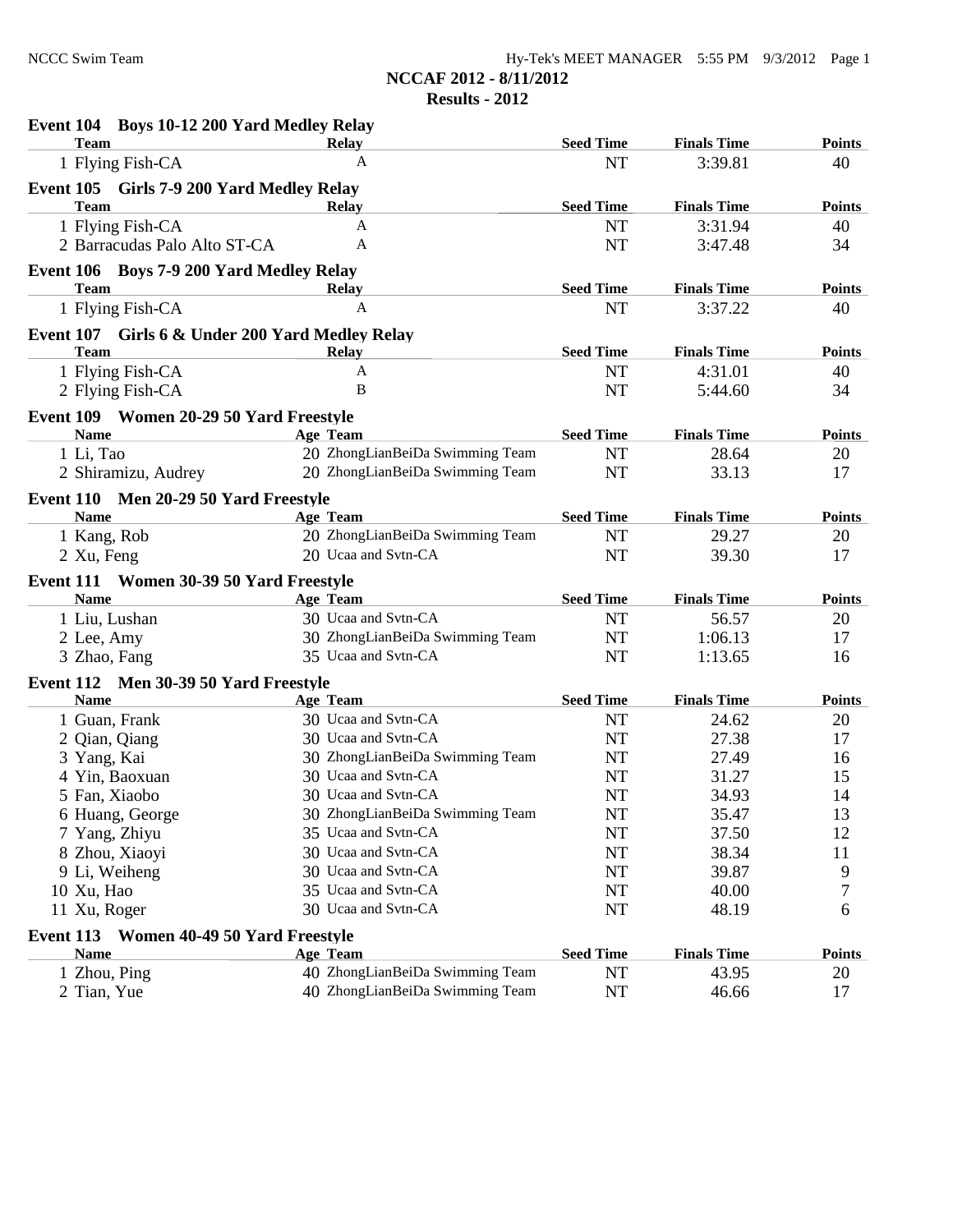NCCAF 2012 - 8/11/2012

Results - 2012

### Event 104 Boys 10-12 200 Yard Medley Relay

| Team | Relay | Seed Time | Finals Time | Points |
|---|---|---|---|---|
| 1 Flying Fish-CA | A | NT | 3:39.81 | 40 |

### Event 105 Girls 7-9 200 Yard Medley Relay

| Team | Relay | Seed Time | Finals Time | Points |
|---|---|---|---|---|
| 1 Flying Fish-CA | A | NT | 3:31.94 | 40 |
| 2 Barracudas Palo Alto ST-CA | A | NT | 3:47.48 | 34 |

### Event 106 Boys 7-9 200 Yard Medley Relay

| Team | Relay | Seed Time | Finals Time | Points |
|---|---|---|---|---|
| 1 Flying Fish-CA | A | NT | 3:37.22 | 40 |

### Event 107 Girls 6 & Under 200 Yard Medley Relay

| Team | Relay | Seed Time | Finals Time | Points |
|---|---|---|---|---|
| 1 Flying Fish-CA | A | NT | 4:31.01 | 40 |
| 2 Flying Fish-CA | B | NT | 5:44.60 | 34 |

### Event 109 Women 20-29 50 Yard Freestyle

| Name | Age | Team | Seed Time | Finals Time | Points |
|---|---|---|---|---|---|
| 1 Li, Tao | 20 | ZhongLianBeiDa Swimming Team | NT | 28.64 | 20 |
| 2 Shiramizu, Audrey | 20 | ZhongLianBeiDa Swimming Team | NT | 33.13 | 17 |

### Event 110 Men 20-29 50 Yard Freestyle

| Name | Age | Team | Seed Time | Finals Time | Points |
|---|---|---|---|---|---|
| 1 Kang, Rob | 20 | ZhongLianBeiDa Swimming Team | NT | 29.27 | 20 |
| 2 Xu, Feng | 20 | Ucaa and Svtn-CA | NT | 39.30 | 17 |

### Event 111 Women 30-39 50 Yard Freestyle

| Name | Age | Team | Seed Time | Finals Time | Points |
|---|---|---|---|---|---|
| 1 Liu, Lushan | 30 | Ucaa and Svtn-CA | NT | 56.57 | 20 |
| 2 Lee, Amy | 30 | ZhongLianBeiDa Swimming Team | NT | 1:06.13 | 17 |
| 3 Zhao, Fang | 35 | Ucaa and Svtn-CA | NT | 1:13.65 | 16 |

### Event 112 Men 30-39 50 Yard Freestyle

| Name | Age | Team | Seed Time | Finals Time | Points |
|---|---|---|---|---|---|
| 1 Guan, Frank | 30 | Ucaa and Svtn-CA | NT | 24.62 | 20 |
| 2 Qian, Qiang | 30 | Ucaa and Svtn-CA | NT | 27.38 | 17 |
| 3 Yang, Kai | 30 | ZhongLianBeiDa Swimming Team | NT | 27.49 | 16 |
| 4 Yin, Baoxuan | 30 | Ucaa and Svtn-CA | NT | 31.27 | 15 |
| 5 Fan, Xiaobo | 30 | Ucaa and Svtn-CA | NT | 34.93 | 14 |
| 6 Huang, George | 30 | ZhongLianBeiDa Swimming Team | NT | 35.47 | 13 |
| 7 Yang, Zhiyu | 35 | Ucaa and Svtn-CA | NT | 37.50 | 12 |
| 8 Zhou, Xiaoyi | 30 | Ucaa and Svtn-CA | NT | 38.34 | 11 |
| 9 Li, Weiheng | 30 | Ucaa and Svtn-CA | NT | 39.87 | 9 |
| 10 Xu, Hao | 35 | Ucaa and Svtn-CA | NT | 40.00 | 7 |
| 11 Xu, Roger | 30 | Ucaa and Svtn-CA | NT | 48.19 | 6 |

### Event 113 Women 40-49 50 Yard Freestyle

| Name | Age | Team | Seed Time | Finals Time | Points |
|---|---|---|---|---|---|
| 1 Zhou, Ping | 40 | ZhongLianBeiDa Swimming Team | NT | 43.95 | 20 |
| 2 Tian, Yue | 40 | ZhongLianBeiDa Swimming Team | NT | 46.66 | 17 |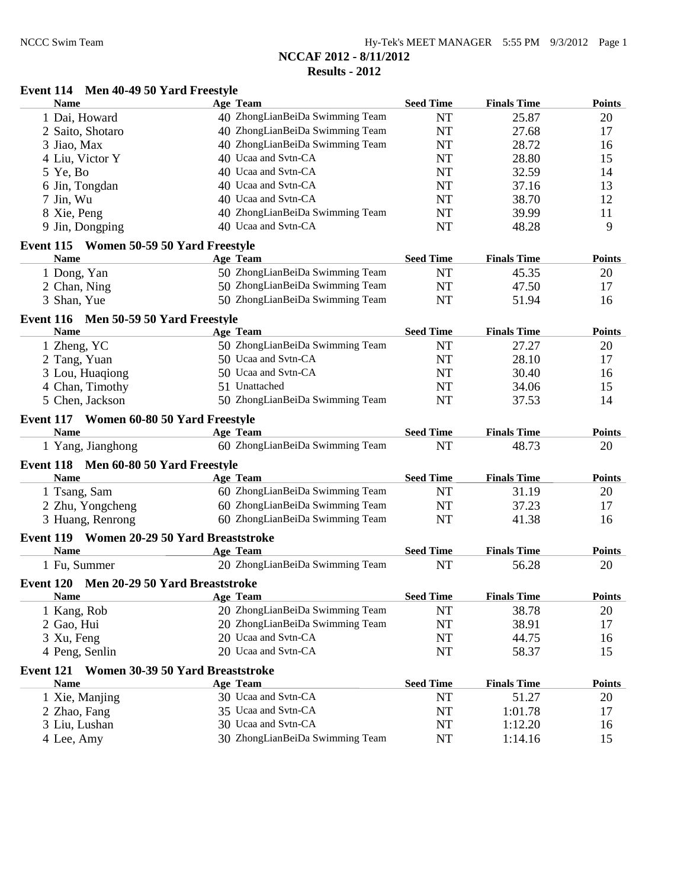# NCCAF 2012 - 8/11/2012

## Results - 2012

### Event 114 Men 40-49 50 Yard Freestyle

| Name | Age | Team | Seed Time | Finals Time | Points |
|---|---|---|---|---|---|
| 1 Dai, Howard | 40 | ZhongLianBeiDa Swimming Team | NT | 25.87 | 20 |
| 2 Saito, Shotaro | 40 | ZhongLianBeiDa Swimming Team | NT | 27.68 | 17 |
| 3 Jiao, Max | 40 | ZhongLianBeiDa Swimming Team | NT | 28.72 | 16 |
| 4 Liu, Victor Y | 40 | Ucaa and Svtn-CA | NT | 28.80 | 15 |
| 5 Ye, Bo | 40 | Ucaa and Svtn-CA | NT | 32.59 | 14 |
| 6 Jin, Tongdan | 40 | Ucaa and Svtn-CA | NT | 37.16 | 13 |
| 7 Jin, Wu | 40 | Ucaa and Svtn-CA | NT | 38.70 | 12 |
| 8 Xie, Peng | 40 | ZhongLianBeiDa Swimming Team | NT | 39.99 | 11 |
| 9 Jin, Dongping | 40 | Ucaa and Svtn-CA | NT | 48.28 | 9 |

### Event 115 Women 50-59 50 Yard Freestyle

| Name | Age | Team | Seed Time | Finals Time | Points |
|---|---|---|---|---|---|
| 1 Dong, Yan | 50 | ZhongLianBeiDa Swimming Team | NT | 45.35 | 20 |
| 2 Chan, Ning | 50 | ZhongLianBeiDa Swimming Team | NT | 47.50 | 17 |
| 3 Shan, Yue | 50 | ZhongLianBeiDa Swimming Team | NT | 51.94 | 16 |

### Event 116 Men 50-59 50 Yard Freestyle

| Name | Age | Team | Seed Time | Finals Time | Points |
|---|---|---|---|---|---|
| 1 Zheng, YC | 50 | ZhongLianBeiDa Swimming Team | NT | 27.27 | 20 |
| 2 Tang, Yuan | 50 | Ucaa and Svtn-CA | NT | 28.10 | 17 |
| 3 Lou, Huaqiong | 50 | Ucaa and Svtn-CA | NT | 30.40 | 16 |
| 4 Chan, Timothy | 51 | Unattached | NT | 34.06 | 15 |
| 5 Chen, Jackson | 50 | ZhongLianBeiDa Swimming Team | NT | 37.53 | 14 |

### Event 117 Women 60-80 50 Yard Freestyle

| Name | Age | Team | Seed Time | Finals Time | Points |
|---|---|---|---|---|---|
| 1 Yang, Jianghong | 60 | ZhongLianBeiDa Swimming Team | NT | 48.73 | 20 |

### Event 118 Men 60-80 50 Yard Freestyle

| Name | Age | Team | Seed Time | Finals Time | Points |
|---|---|---|---|---|---|
| 1 Tsang, Sam | 60 | ZhongLianBeiDa Swimming Team | NT | 31.19 | 20 |
| 2 Zhu, Yongcheng | 60 | ZhongLianBeiDa Swimming Team | NT | 37.23 | 17 |
| 3 Huang, Renrong | 60 | ZhongLianBeiDa Swimming Team | NT | 41.38 | 16 |

### Event 119 Women 20-29 50 Yard Breaststroke

| Name | Age | Team | Seed Time | Finals Time | Points |
|---|---|---|---|---|---|
| 1 Fu, Summer | 20 | ZhongLianBeiDa Swimming Team | NT | 56.28 | 20 |

### Event 120 Men 20-29 50 Yard Breaststroke

| Name | Age | Team | Seed Time | Finals Time | Points |
|---|---|---|---|---|---|
| 1 Kang, Rob | 20 | ZhongLianBeiDa Swimming Team | NT | 38.78 | 20 |
| 2 Gao, Hui | 20 | ZhongLianBeiDa Swimming Team | NT | 38.91 | 17 |
| 3 Xu, Feng | 20 | Ucaa and Svtn-CA | NT | 44.75 | 16 |
| 4 Peng, Senlin | 20 | Ucaa and Svtn-CA | NT | 58.37 | 15 |

### Event 121 Women 30-39 50 Yard Breaststroke

| Name | Age | Team | Seed Time | Finals Time | Points |
|---|---|---|---|---|---|
| 1 Xie, Manjing | 30 | Ucaa and Svtn-CA | NT | 51.27 | 20 |
| 2 Zhao, Fang | 35 | Ucaa and Svtn-CA | NT | 1:01.78 | 17 |
| 3 Liu, Lushan | 30 | Ucaa and Svtn-CA | NT | 1:12.20 | 16 |
| 4 Lee, Amy | 30 | ZhongLianBeiDa Swimming Team | NT | 1:14.16 | 15 |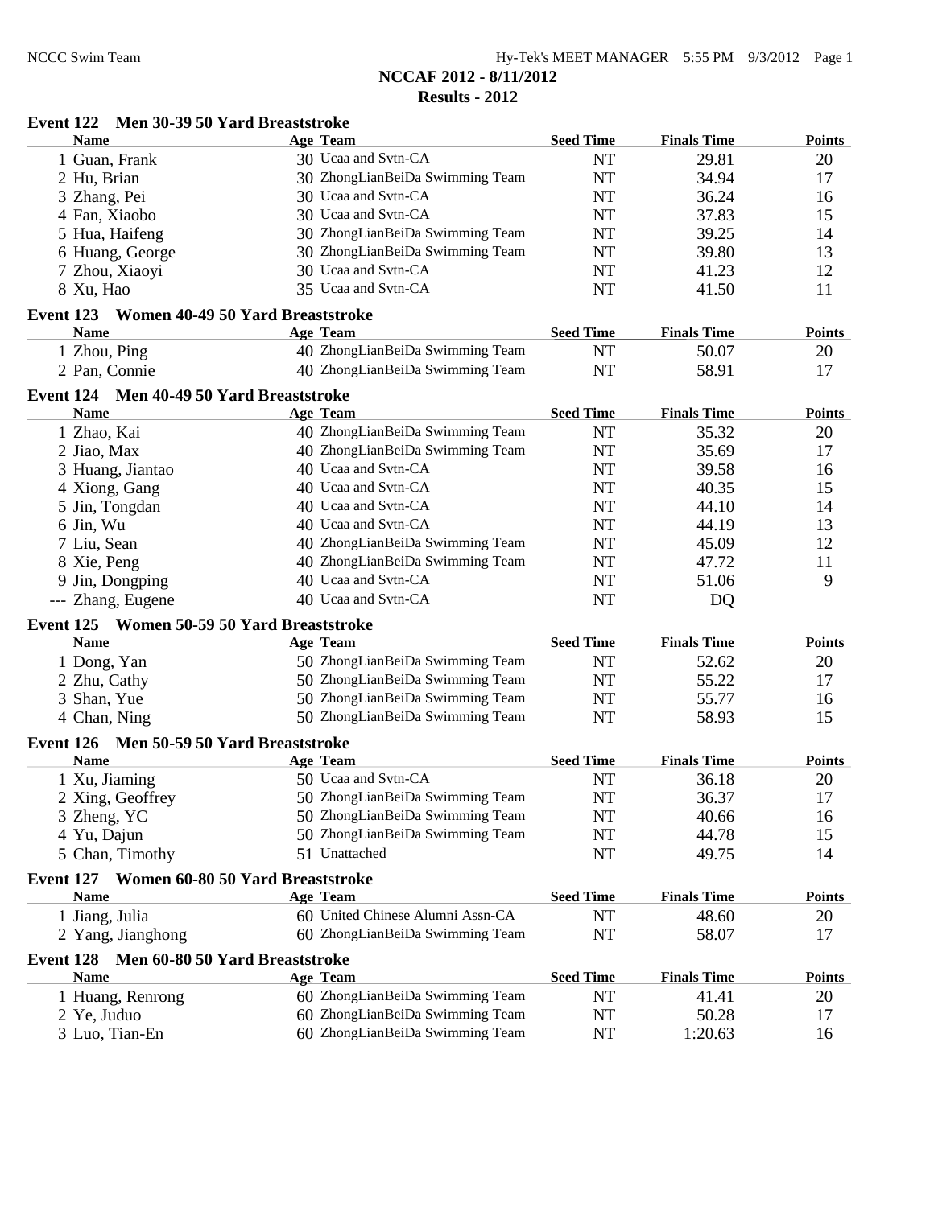NCCAF 2012 - 8/11/2012

Results - 2012

### Event 122 Men 30-39 50 Yard Breaststroke

| Name | Age | Team | Seed Time | Finals Time | Points |
|---|---|---|---|---|---|
| 1 Guan, Frank | 30 | Ucaa and Svtn-CA | NT | 29.81 | 20 |
| 2 Hu, Brian | 30 | ZhongLianBeiDa Swimming Team | NT | 34.94 | 17 |
| 3 Zhang, Pei | 30 | Ucaa and Svtn-CA | NT | 36.24 | 16 |
| 4 Fan, Xiaobo | 30 | Ucaa and Svtn-CA | NT | 37.83 | 15 |
| 5 Hua, Haifeng | 30 | ZhongLianBeiDa Swimming Team | NT | 39.25 | 14 |
| 6 Huang, George | 30 | ZhongLianBeiDa Swimming Team | NT | 39.80 | 13 |
| 7 Zhou, Xiaoyi | 30 | Ucaa and Svtn-CA | NT | 41.23 | 12 |
| 8 Xu, Hao | 35 | Ucaa and Svtn-CA | NT | 41.50 | 11 |

### Event 123 Women 40-49 50 Yard Breaststroke

| Name | Age | Team | Seed Time | Finals Time | Points |
|---|---|---|---|---|---|
| 1 Zhou, Ping | 40 | ZhongLianBeiDa Swimming Team | NT | 50.07 | 20 |
| 2 Pan, Connie | 40 | ZhongLianBeiDa Swimming Team | NT | 58.91 | 17 |

### Event 124 Men 40-49 50 Yard Breaststroke

| Name | Age | Team | Seed Time | Finals Time | Points |
|---|---|---|---|---|---|
| 1 Zhao, Kai | 40 | ZhongLianBeiDa Swimming Team | NT | 35.32 | 20 |
| 2 Jiao, Max | 40 | ZhongLianBeiDa Swimming Team | NT | 35.69 | 17 |
| 3 Huang, Jiantao | 40 | Ucaa and Svtn-CA | NT | 39.58 | 16 |
| 4 Xiong, Gang | 40 | Ucaa and Svtn-CA | NT | 40.35 | 15 |
| 5 Jin, Tongdan | 40 | Ucaa and Svtn-CA | NT | 44.10 | 14 |
| 6 Jin, Wu | 40 | Ucaa and Svtn-CA | NT | 44.19 | 13 |
| 7 Liu, Sean | 40 | ZhongLianBeiDa Swimming Team | NT | 45.09 | 12 |
| 8 Xie, Peng | 40 | ZhongLianBeiDa Swimming Team | NT | 47.72 | 11 |
| 9 Jin, Dongping | 40 | Ucaa and Svtn-CA | NT | 51.06 | 9 |
| --- Zhang, Eugene | 40 | Ucaa and Svtn-CA | NT | DQ | |

### Event 125 Women 50-59 50 Yard Breaststroke

| Name | Age | Team | Seed Time | Finals Time | Points |
|---|---|---|---|---|---|
| 1 Dong, Yan | 50 | ZhongLianBeiDa Swimming Team | NT | 52.62 | 20 |
| 2 Zhu, Cathy | 50 | ZhongLianBeiDa Swimming Team | NT | 55.22 | 17 |
| 3 Shan, Yue | 50 | ZhongLianBeiDa Swimming Team | NT | 55.77 | 16 |
| 4 Chan, Ning | 50 | ZhongLianBeiDa Swimming Team | NT | 58.93 | 15 |

### Event 126 Men 50-59 50 Yard Breaststroke

| Name | Age | Team | Seed Time | Finals Time | Points |
|---|---|---|---|---|---|
| 1 Xu, Jiaming | 50 | Ucaa and Svtn-CA | NT | 36.18 | 20 |
| 2 Xing, Geoffrey | 50 | ZhongLianBeiDa Swimming Team | NT | 36.37 | 17 |
| 3 Zheng, YC | 50 | ZhongLianBeiDa Swimming Team | NT | 40.66 | 16 |
| 4 Yu, Dajun | 50 | ZhongLianBeiDa Swimming Team | NT | 44.78 | 15 |
| 5 Chan, Timothy | 51 | Unattached | NT | 49.75 | 14 |

### Event 127 Women 60-80 50 Yard Breaststroke

| Name | Age | Team | Seed Time | Finals Time | Points |
|---|---|---|---|---|---|
| 1 Jiang, Julia | 60 | United Chinese Alumni Assn-CA | NT | 48.60 | 20 |
| 2 Yang, Jianghong | 60 | ZhongLianBeiDa Swimming Team | NT | 58.07 | 17 |

### Event 128 Men 60-80 50 Yard Breaststroke

| Name | Age | Team | Seed Time | Finals Time | Points |
|---|---|---|---|---|---|
| 1 Huang, Renrong | 60 | ZhongLianBeiDa Swimming Team | NT | 41.41 | 20 |
| 2 Ye, Juduo | 60 | ZhongLianBeiDa Swimming Team | NT | 50.28 | 17 |
| 3 Luo, Tian-En | 60 | ZhongLianBeiDa Swimming Team | NT | 1:20.63 | 16 |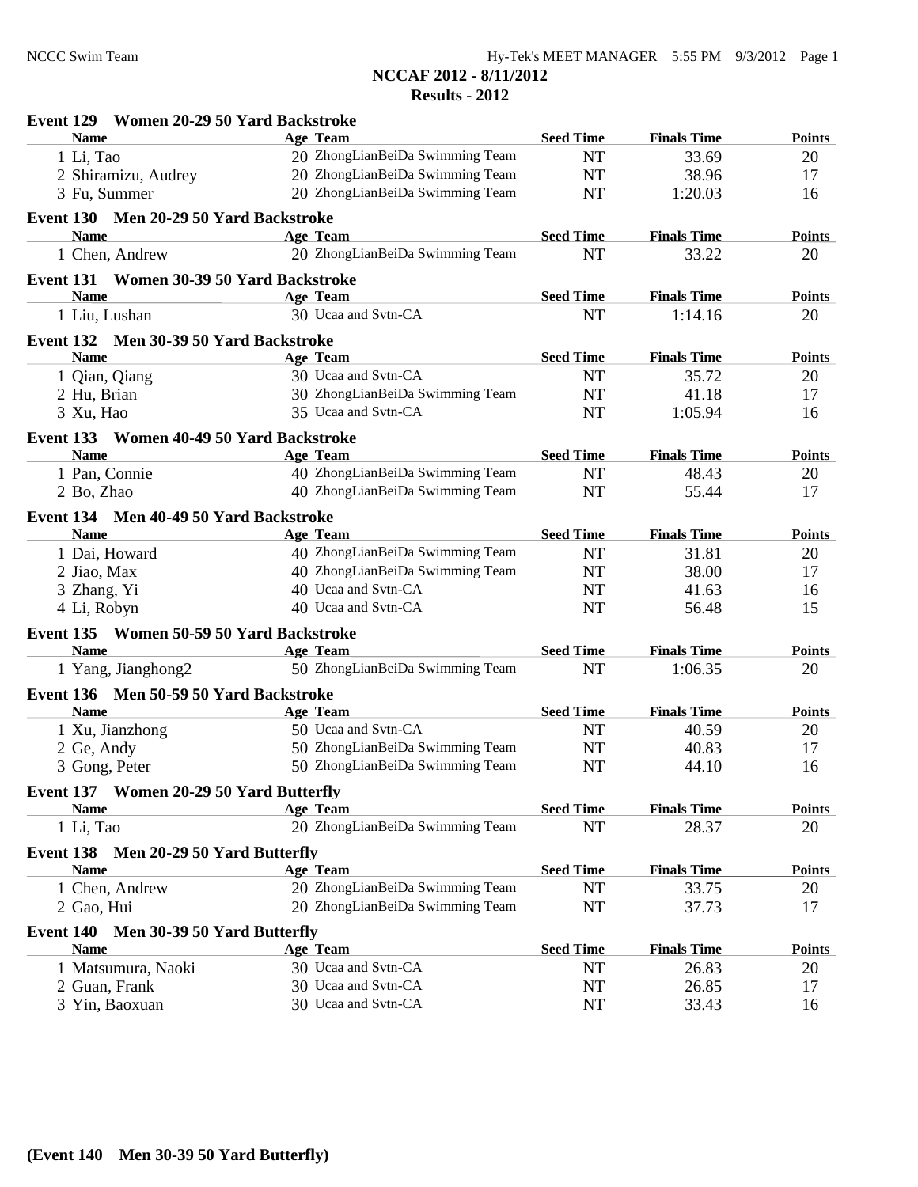NCCC Swim Team Hy-Tek's MEET MANAGER 5:55 PM 9/3/2012

# NCCAF 2012 - 8/11/2012

## Results - 2012

### Event 129 Women 20-29 50 Yard Backstroke

| Name | Age | Team | Seed Time | Finals Time | Points |
|---|---|---|---|---|---|
| 1 Li, Tao | 20 | ZhongLianBeiDa Swimming Team | NT | 33.69 | 20 |
| 2 Shiramizu, Audrey | 20 | ZhongLianBeiDa Swimming Team | NT | 38.96 | 17 |
| 3 Fu, Summer | 20 | ZhongLianBeiDa Swimming Team | NT | 1:20.03 | 16 |

### Event 130 Men 20-29 50 Yard Backstroke

| Name | Age | Team | Seed Time | Finals Time | Points |
|---|---|---|---|---|---|
| 1 Chen, Andrew | 20 | ZhongLianBeiDa Swimming Team | NT | 33.22 | 20 |

### Event 131 Women 30-39 50 Yard Backstroke

| Name | Age | Team | Seed Time | Finals Time | Points |
|---|---|---|---|---|---|
| 1 Liu, Lushan | 30 | Ucaa and Svtn-CA | NT | 1:14.16 | 20 |

### Event 132 Men 30-39 50 Yard Backstroke

| Name | Age | Team | Seed Time | Finals Time | Points |
|---|---|---|---|---|---|
| 1 Qian, Qiang | 30 | Ucaa and Svtn-CA | NT | 35.72 | 20 |
| 2 Hu, Brian | 30 | ZhongLianBeiDa Swimming Team | NT | 41.18 | 17 |
| 3 Xu, Hao | 35 | Ucaa and Svtn-CA | NT | 1:05.94 | 16 |

### Event 133 Women 40-49 50 Yard Backstroke

| Name | Age | Team | Seed Time | Finals Time | Points |
|---|---|---|---|---|---|
| 1 Pan, Connie | 40 | ZhongLianBeiDa Swimming Team | NT | 48.43 | 20 |
| 2 Bo, Zhao | 40 | ZhongLianBeiDa Swimming Team | NT | 55.44 | 17 |

### Event 134 Men 40-49 50 Yard Backstroke

| Name | Age | Team | Seed Time | Finals Time | Points |
|---|---|---|---|---|---|
| 1 Dai, Howard | 40 | ZhongLianBeiDa Swimming Team | NT | 31.81 | 20 |
| 2 Jiao, Max | 40 | ZhongLianBeiDa Swimming Team | NT | 38.00 | 17 |
| 3 Zhang, Yi | 40 | Ucaa and Svtn-CA | NT | 41.63 | 16 |
| 4 Li, Robyn | 40 | Ucaa and Svtn-CA | NT | 56.48 | 15 |

### Event 135 Women 50-59 50 Yard Backstroke

| Name | Age | Team | Seed Time | Finals Time | Points |
|---|---|---|---|---|---|
| 1 Yang, Jianghong2 | 50 | ZhongLianBeiDa Swimming Team | NT | 1:06.35 | 20 |

### Event 136 Men 50-59 50 Yard Backstroke

| Name | Age | Team | Seed Time | Finals Time | Points |
|---|---|---|---|---|---|
| 1 Xu, Jianzhong | 50 | Ucaa and Svtn-CA | NT | 40.59 | 20 |
| 2 Ge, Andy | 50 | ZhongLianBeiDa Swimming Team | NT | 40.83 | 17 |
| 3 Gong, Peter | 50 | ZhongLianBeiDa Swimming Team | NT | 44.10 | 16 |

### Event 137 Women 20-29 50 Yard Butterfly

| Name | Age | Team | Seed Time | Finals Time | Points |
|---|---|---|---|---|---|
| 1 Li, Tao | 20 | ZhongLianBeiDa Swimming Team | NT | 28.37 | 20 |

### Event 138 Men 20-29 50 Yard Butterfly

| Name | Age | Team | Seed Time | Finals Time | Points |
|---|---|---|---|---|---|
| 1 Chen, Andrew | 20 | ZhongLianBeiDa Swimming Team | NT | 33.75 | 20 |
| 2 Gao, Hui | 20 | ZhongLianBeiDa Swimming Team | NT | 37.73 | 17 |

### Event 140 Men 30-39 50 Yard Butterfly

| Name | Age | Team | Seed Time | Finals Time | Points |
|---|---|---|---|---|---|
| 1 Matsumura, Naoki | 30 | Ucaa and Svtn-CA | NT | 26.83 | 20 |
| 2 Guan, Frank | 30 | Ucaa and Svtn-CA | NT | 26.85 | 17 |
| 3 Yin, Baoxuan | 30 | Ucaa and Svtn-CA | NT | 33.43 | 16 |

**(Event 140 Men 30-39 50 Yard Butterfly)**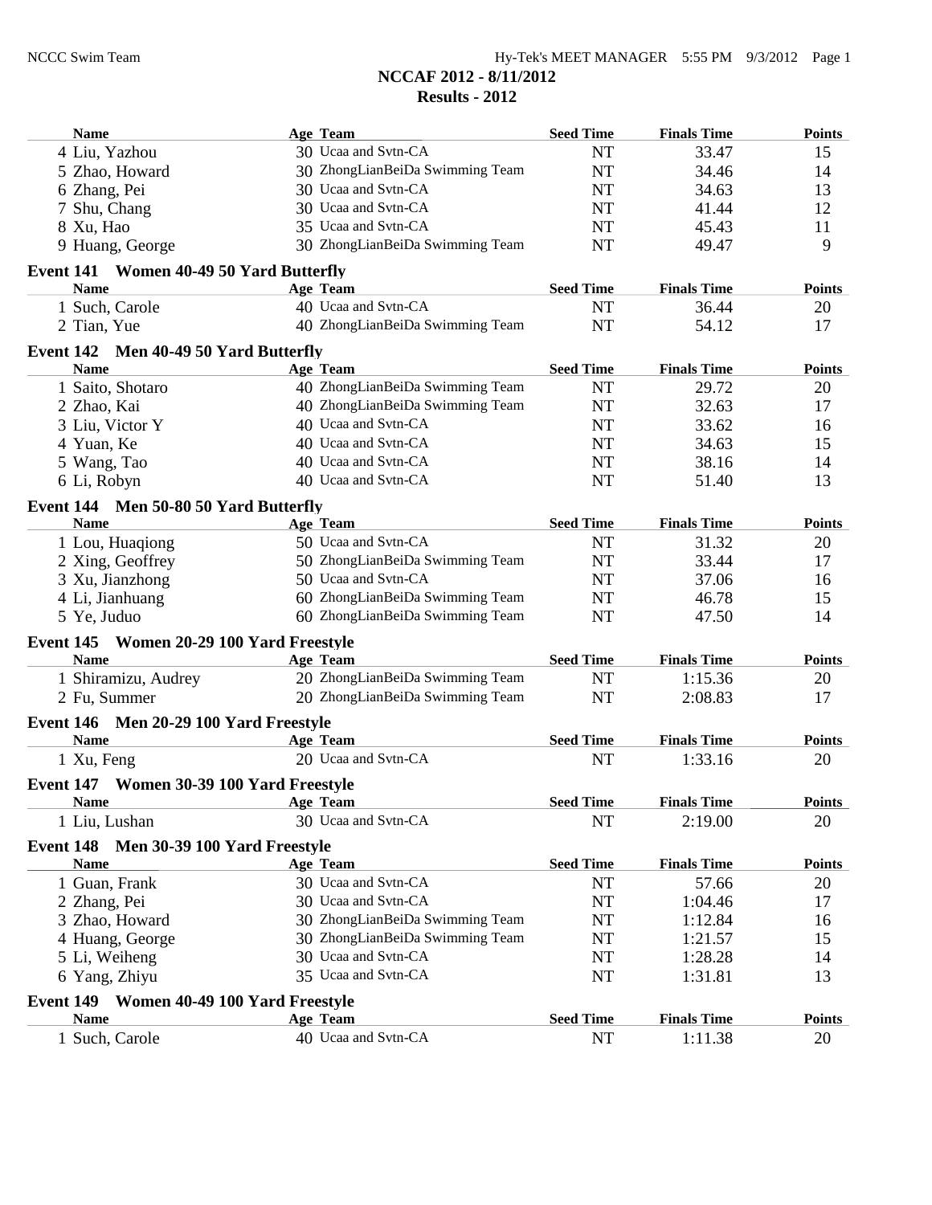# NCCAF 2012 - 8/11/2012

## Results - 2012

| Name | Age | Team | Seed Time | Finals Time | Points |
|---|---|---|---|---|---|
| 4 Liu, Yazhou | 30 | Ucaa and Svtn-CA | NT | 33.47 | 15 |
| 5 Zhao, Howard | 30 | ZhongLianBeiDa Swimming Team | NT | 34.46 | 14 |
| 6 Zhang, Pei | 30 | Ucaa and Svtn-CA | NT | 34.63 | 13 |
| 7 Shu, Chang | 30 | Ucaa and Svtn-CA | NT | 41.44 | 12 |
| 8 Xu, Hao | 35 | Ucaa and Svtn-CA | NT | 45.43 | 11 |
| 9 Huang, George | 30 | ZhongLianBeiDa Swimming Team | NT | 49.47 | 9 |

### Event 141 Women 40-49 50 Yard Butterfly

| Name | Age | Team | Seed Time | Finals Time | Points |
|---|---|---|---|---|---|
| 1 Such, Carole | 40 | Ucaa and Svtn-CA | NT | 36.44 | 20 |
| 2 Tian, Yue | 40 | ZhongLianBeiDa Swimming Team | NT | 54.12 | 17 |

### Event 142 Men 40-49 50 Yard Butterfly

| Name | Age | Team | Seed Time | Finals Time | Points |
|---|---|---|---|---|---|
| 1 Saito, Shotaro | 40 | ZhongLianBeiDa Swimming Team | NT | 29.72 | 20 |
| 2 Zhao, Kai | 40 | ZhongLianBeiDa Swimming Team | NT | 32.63 | 17 |
| 3 Liu, Victor Y | 40 | Ucaa and Svtn-CA | NT | 33.62 | 16 |
| 4 Yuan, Ke | 40 | Ucaa and Svtn-CA | NT | 34.63 | 15 |
| 5 Wang, Tao | 40 | Ucaa and Svtn-CA | NT | 38.16 | 14 |
| 6 Li, Robyn | 40 | Ucaa and Svtn-CA | NT | 51.40 | 13 |

### Event 144 Men 50-80 50 Yard Butterfly

| Name | Age | Team | Seed Time | Finals Time | Points |
|---|---|---|---|---|---|
| 1 Lou, Huaqiong | 50 | Ucaa and Svtn-CA | NT | 31.32 | 20 |
| 2 Xing, Geoffrey | 50 | ZhongLianBeiDa Swimming Team | NT | 33.44 | 17 |
| 3 Xu, Jianzhong | 50 | Ucaa and Svtn-CA | NT | 37.06 | 16 |
| 4 Li, Jianhuang | 60 | ZhongLianBeiDa Swimming Team | NT | 46.78 | 15 |
| 5 Ye, Juduo | 60 | ZhongLianBeiDa Swimming Team | NT | 47.50 | 14 |

### Event 145 Women 20-29 100 Yard Freestyle

| Name | Age | Team | Seed Time | Finals Time | Points |
|---|---|---|---|---|---|
| 1 Shiramizu, Audrey | 20 | ZhongLianBeiDa Swimming Team | NT | 1:15.36 | 20 |
| 2 Fu, Summer | 20 | ZhongLianBeiDa Swimming Team | NT | 2:08.83 | 17 |

### Event 146 Men 20-29 100 Yard Freestyle

| Name | Age | Team | Seed Time | Finals Time | Points |
|---|---|---|---|---|---|
| 1 Xu, Feng | 20 | Ucaa and Svtn-CA | NT | 1:33.16 | 20 |

### Event 147 Women 30-39 100 Yard Freestyle

| Name | Age | Team | Seed Time | Finals Time | Points |
|---|---|---|---|---|---|
| 1 Liu, Lushan | 30 | Ucaa and Svtn-CA | NT | 2:19.00 | 20 |

### Event 148 Men 30-39 100 Yard Freestyle

| Name | Age | Team | Seed Time | Finals Time | Points |
|---|---|---|---|---|---|
| 1 Guan, Frank | 30 | Ucaa and Svtn-CA | NT | 57.66 | 20 |
| 2 Zhang, Pei | 30 | Ucaa and Svtn-CA | NT | 1:04.46 | 17 |
| 3 Zhao, Howard | 30 | ZhongLianBeiDa Swimming Team | NT | 1:12.84 | 16 |
| 4 Huang, George | 30 | ZhongLianBeiDa Swimming Team | NT | 1:21.57 | 15 |
| 5 Li, Weiheng | 30 | Ucaa and Svtn-CA | NT | 1:28.28 | 14 |
| 6 Yang, Zhiyu | 35 | Ucaa and Svtn-CA | NT | 1:31.81 | 13 |

### Event 149 Women 40-49 100 Yard Freestyle

| Name | Age | Team | Seed Time | Finals Time | Points |
|---|---|---|---|---|---|
| 1 Such, Carole | 40 | Ucaa and Svtn-CA | NT | 1:11.38 | 20 |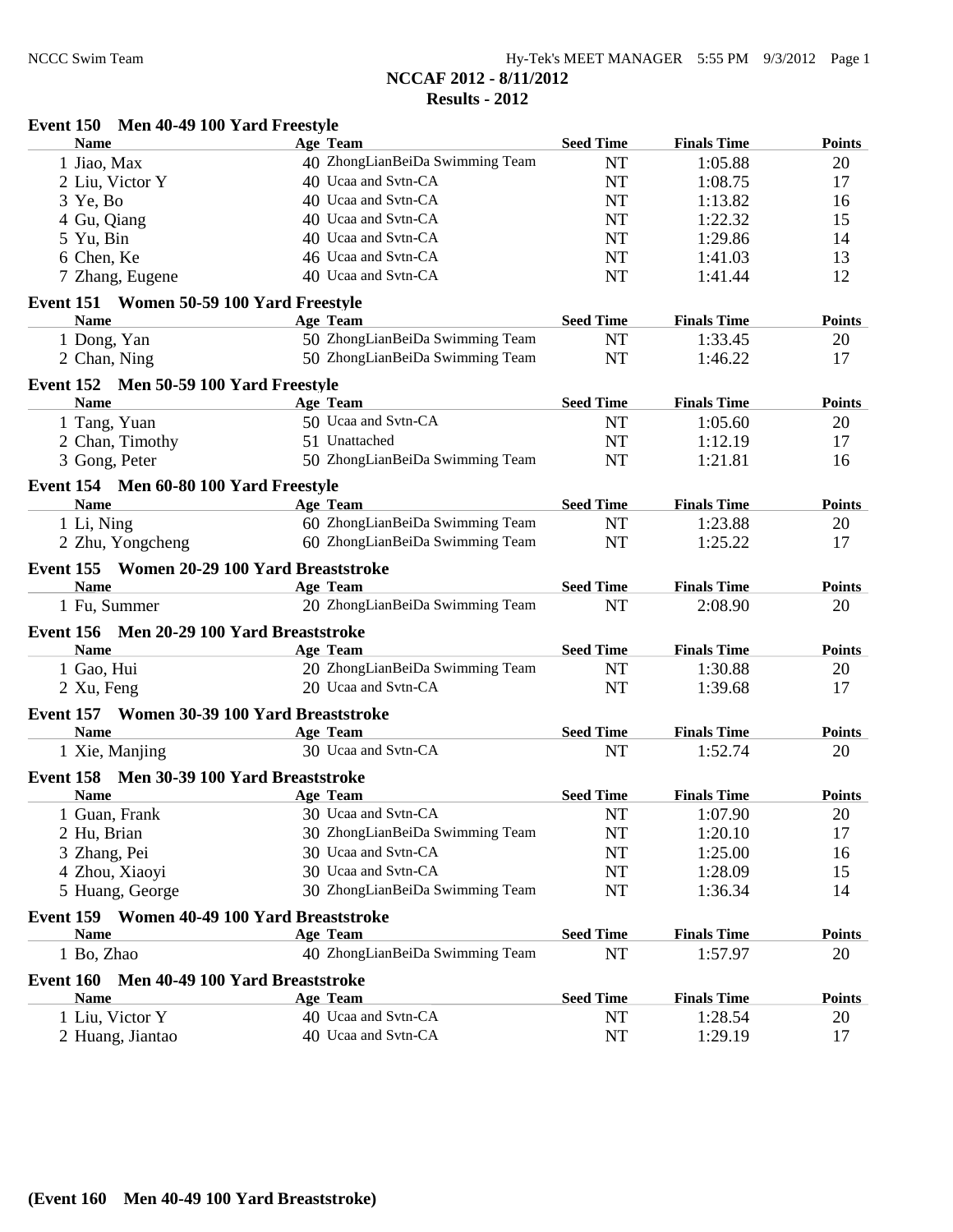# NCCAF 2012 - 8/11/2012
## Results - 2012

### Event 150 Men 40-49 100 Yard Freestyle

| Name | Age | Team | Seed Time | Finals Time | Points |
|---|---|---|---|---|---|
| 1 Jiao, Max | 40 | ZhongLianBeiDa Swimming Team | NT | 1:05.88 | 20 |
| 2 Liu, Victor Y | 40 | Ucaa and Svtn-CA | NT | 1:08.75 | 17 |
| 3 Ye, Bo | 40 | Ucaa and Svtn-CA | NT | 1:13.82 | 16 |
| 4 Gu, Qiang | 40 | Ucaa and Svtn-CA | NT | 1:22.32 | 15 |
| 5 Yu, Bin | 40 | Ucaa and Svtn-CA | NT | 1:29.86 | 14 |
| 6 Chen, Ke | 46 | Ucaa and Svtn-CA | NT | 1:41.03 | 13 |
| 7 Zhang, Eugene | 40 | Ucaa and Svtn-CA | NT | 1:41.44 | 12 |

### Event 151 Women 50-59 100 Yard Freestyle

| Name | Age | Team | Seed Time | Finals Time | Points |
|---|---|---|---|---|---|
| 1 Dong, Yan | 50 | ZhongLianBeiDa Swimming Team | NT | 1:33.45 | 20 |
| 2 Chan, Ning | 50 | ZhongLianBeiDa Swimming Team | NT | 1:46.22 | 17 |

### Event 152 Men 50-59 100 Yard Freestyle

| Name | Age | Team | Seed Time | Finals Time | Points |
|---|---|---|---|---|---|
| 1 Tang, Yuan | 50 | Ucaa and Svtn-CA | NT | 1:05.60 | 20 |
| 2 Chan, Timothy | 51 | Unattached | NT | 1:12.19 | 17 |
| 3 Gong, Peter | 50 | ZhongLianBeiDa Swimming Team | NT | 1:21.81 | 16 |

### Event 154 Men 60-80 100 Yard Freestyle

| Name | Age | Team | Seed Time | Finals Time | Points |
|---|---|---|---|---|---|
| 1 Li, Ning | 60 | ZhongLianBeiDa Swimming Team | NT | 1:23.88 | 20 |
| 2 Zhu, Yongcheng | 60 | ZhongLianBeiDa Swimming Team | NT | 1:25.22 | 17 |

### Event 155 Women 20-29 100 Yard Breaststroke

| Name | Age | Team | Seed Time | Finals Time | Points |
|---|---|---|---|---|---|
| 1 Fu, Summer | 20 | ZhongLianBeiDa Swimming Team | NT | 2:08.90 | 20 |

### Event 156 Men 20-29 100 Yard Breaststroke

| Name | Age | Team | Seed Time | Finals Time | Points |
|---|---|---|---|---|---|
| 1 Gao, Hui | 20 | ZhongLianBeiDa Swimming Team | NT | 1:30.88 | 20 |
| 2 Xu, Feng | 20 | Ucaa and Svtn-CA | NT | 1:39.68 | 17 |

### Event 157 Women 30-39 100 Yard Breaststroke

| Name | Age | Team | Seed Time | Finals Time | Points |
|---|---|---|---|---|---|
| 1 Xie, Manjing | 30 | Ucaa and Svtn-CA | NT | 1:52.74 | 20 |

### Event 158 Men 30-39 100 Yard Breaststroke

| Name | Age | Team | Seed Time | Finals Time | Points |
|---|---|---|---|---|---|
| 1 Guan, Frank | 30 | Ucaa and Svtn-CA | NT | 1:07.90 | 20 |
| 2 Hu, Brian | 30 | ZhongLianBeiDa Swimming Team | NT | 1:20.10 | 17 |
| 3 Zhang, Pei | 30 | Ucaa and Svtn-CA | NT | 1:25.00 | 16 |
| 4 Zhou, Xiaoyi | 30 | Ucaa and Svtn-CA | NT | 1:28.09 | 15 |
| 5 Huang, George | 30 | ZhongLianBeiDa Swimming Team | NT | 1:36.34 | 14 |

### Event 159 Women 40-49 100 Yard Breaststroke

| Name | Age | Team | Seed Time | Finals Time | Points |
|---|---|---|---|---|---|
| 1 Bo, Zhao | 40 | ZhongLianBeiDa Swimming Team | NT | 1:57.97 | 20 |

### Event 160 Men 40-49 100 Yard Breaststroke

| Name | Age | Team | Seed Time | Finals Time | Points |
|---|---|---|---|---|---|
| 1 Liu, Victor Y | 40 | Ucaa and Svtn-CA | NT | 1:28.54 | 20 |
| 2 Huang, Jiantao | 40 | Ucaa and Svtn-CA | NT | 1:29.19 | 17 |

**(Event 160 Men 40-49 100 Yard Breaststroke)**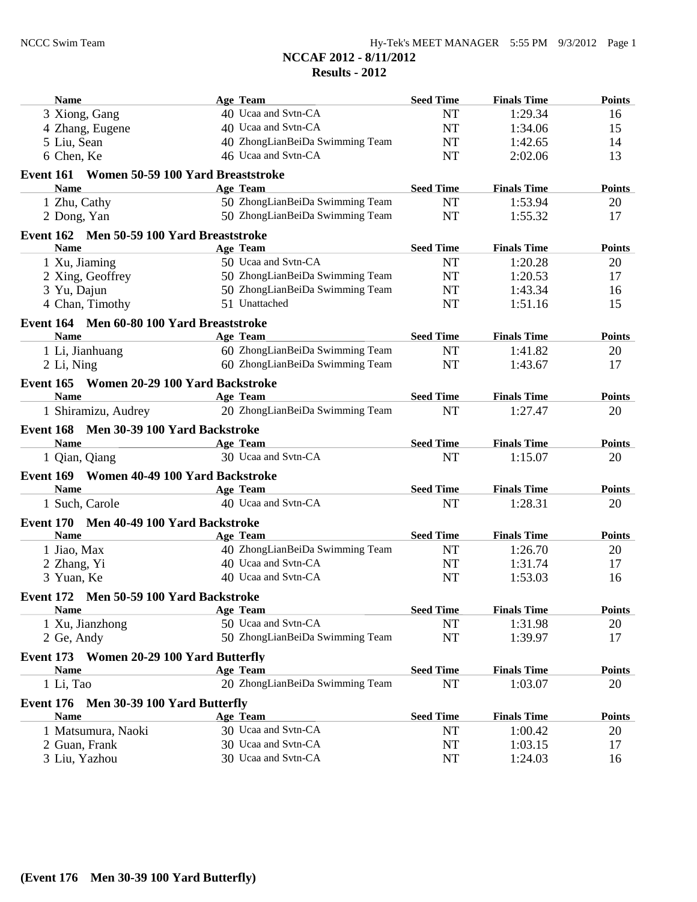# NCCAF 2012 - 8/11/2012

## Results - 2012

| Name | Age | Team | Seed Time | Finals Time | Points |
|---|---|---|---|---|---|
| 3 Xiong, Gang | 40 | Ucaa and Svtn-CA | NT | 1:29.34 | 16 |
| 4 Zhang, Eugene | 40 | Ucaa and Svtn-CA | NT | 1:34.06 | 15 |
| 5 Liu, Sean | 40 | ZhongLianBeiDa Swimming Team | NT | 1:42.65 | 14 |
| 6 Chen, Ke | 46 | Ucaa and Svtn-CA | NT | 2:02.06 | 13 |

### Event 161 Women 50-59 100 Yard Breaststroke

| Name | Age | Team | Seed Time | Finals Time | Points |
|---|---|---|---|---|---|
| 1 Zhu, Cathy | 50 | ZhongLianBeiDa Swimming Team | NT | 1:53.94 | 20 |
| 2 Dong, Yan | 50 | ZhongLianBeiDa Swimming Team | NT | 1:55.32 | 17 |

### Event 162 Men 50-59 100 Yard Breaststroke

| Name | Age | Team | Seed Time | Finals Time | Points |
|---|---|---|---|---|---|
| 1 Xu, Jiaming | 50 | Ucaa and Svtn-CA | NT | 1:20.28 | 20 |
| 2 Xing, Geoffrey | 50 | ZhongLianBeiDa Swimming Team | NT | 1:20.53 | 17 |
| 3 Yu, Dajun | 50 | ZhongLianBeiDa Swimming Team | NT | 1:43.34 | 16 |
| 4 Chan, Timothy | 51 | Unattached | NT | 1:51.16 | 15 |

### Event 164 Men 60-80 100 Yard Breaststroke

| Name | Age | Team | Seed Time | Finals Time | Points |
|---|---|---|---|---|---|
| 1 Li, Jianhuang | 60 | ZhongLianBeiDa Swimming Team | NT | 1:41.82 | 20 |
| 2 Li, Ning | 60 | ZhongLianBeiDa Swimming Team | NT | 1:43.67 | 17 |

### Event 165 Women 20-29 100 Yard Backstroke

| Name | Age | Team | Seed Time | Finals Time | Points |
|---|---|---|---|---|---|
| 1 Shiramizu, Audrey | 20 | ZhongLianBeiDa Swimming Team | NT | 1:27.47 | 20 |

### Event 168 Men 30-39 100 Yard Backstroke

| Name | Age | Team | Seed Time | Finals Time | Points |
|---|---|---|---|---|---|
| 1 Qian, Qiang | 30 | Ucaa and Svtn-CA | NT | 1:15.07 | 20 |

### Event 169 Women 40-49 100 Yard Backstroke

| Name | Age | Team | Seed Time | Finals Time | Points |
|---|---|---|---|---|---|
| 1 Such, Carole | 40 | Ucaa and Svtn-CA | NT | 1:28.31 | 20 |

### Event 170 Men 40-49 100 Yard Backstroke

| Name | Age | Team | Seed Time | Finals Time | Points |
|---|---|---|---|---|---|
| 1 Jiao, Max | 40 | ZhongLianBeiDa Swimming Team | NT | 1:26.70 | 20 |
| 2 Zhang, Yi | 40 | Ucaa and Svtn-CA | NT | 1:31.74 | 17 |
| 3 Yuan, Ke | 40 | Ucaa and Svtn-CA | NT | 1:53.03 | 16 |

### Event 172 Men 50-59 100 Yard Backstroke

| Name | Age | Team | Seed Time | Finals Time | Points |
|---|---|---|---|---|---|
| 1 Xu, Jianzhong | 50 | Ucaa and Svtn-CA | NT | 1:31.98 | 20 |
| 2 Ge, Andy | 50 | ZhongLianBeiDa Swimming Team | NT | 1:39.97 | 17 |

### Event 173 Women 20-29 100 Yard Butterfly

| Name | Age | Team | Seed Time | Finals Time | Points |
|---|---|---|---|---|---|
| 1 Li, Tao | 20 | ZhongLianBeiDa Swimming Team | NT | 1:03.07 | 20 |

### Event 176 Men 30-39 100 Yard Butterfly

| Name | Age | Team | Seed Time | Finals Time | Points |
|---|---|---|---|---|---|
| 1 Matsumura, Naoki | 30 | Ucaa and Svtn-CA | NT | 1:00.42 | 20 |
| 2 Guan, Frank | 30 | Ucaa and Svtn-CA | NT | 1:03.15 | 17 |
| 3 Liu, Yazhou | 30 | Ucaa and Svtn-CA | NT | 1:24.03 | 16 |

**(Event 176 Men 30-39 100 Yard Butterfly)**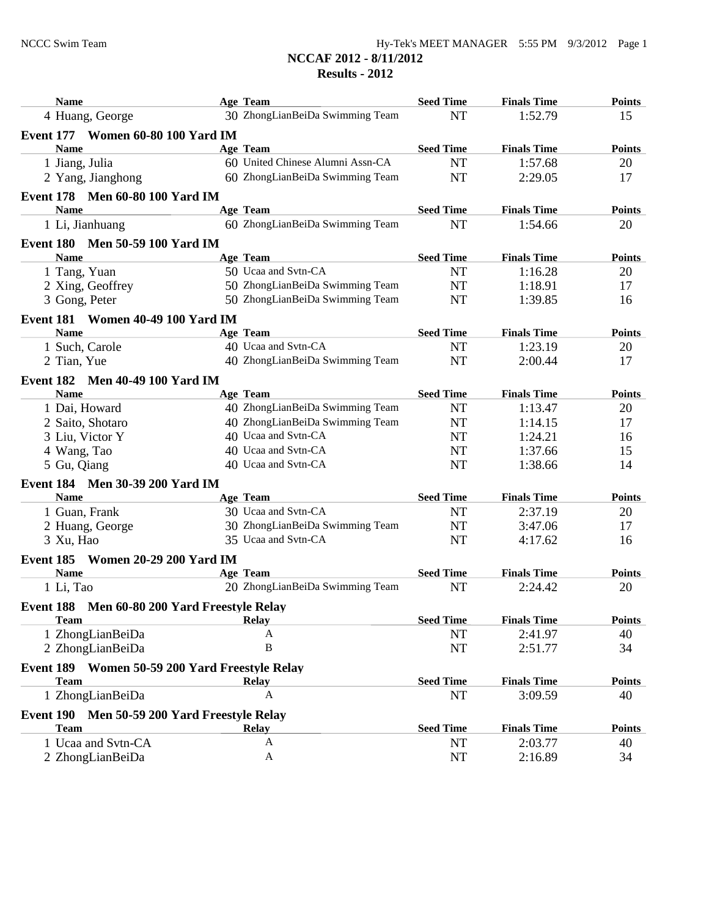## NCCAF 2012 - 8/11/2012

## Results - 2012

| Name | Age | Team | Seed Time | Finals Time | Points |
|---|---|---|---|---|---|
| 4 Huang, George | 30 | ZhongLianBeiDa Swimming Team | NT | 1:52.79 | 15 |

### Event 177 Women 60-80 100 Yard IM

| Name | Age | Team | Seed Time | Finals Time | Points |
|---|---|---|---|---|---|
| 1 Jiang, Julia | 60 | United Chinese Alumni Assn-CA | NT | 1:57.68 | 20 |
| 2 Yang, Jianghong | 60 | ZhongLianBeiDa Swimming Team | NT | 2:29.05 | 17 |

### Event 178 Men 60-80 100 Yard IM

| Name | Age | Team | Seed Time | Finals Time | Points |
|---|---|---|---|---|---|
| 1 Li, Jianhuang | 60 | ZhongLianBeiDa Swimming Team | NT | 1:54.66 | 20 |

### Event 180 Men 50-59 100 Yard IM

| Name | Age | Team | Seed Time | Finals Time | Points |
|---|---|---|---|---|---|
| 1 Tang, Yuan | 50 | Ucaa and Svtn-CA | NT | 1:16.28 | 20 |
| 2 Xing, Geoffrey | 50 | ZhongLianBeiDa Swimming Team | NT | 1:18.91 | 17 |
| 3 Gong, Peter | 50 | ZhongLianBeiDa Swimming Team | NT | 1:39.85 | 16 |

### Event 181 Women 40-49 100 Yard IM

| Name | Age | Team | Seed Time | Finals Time | Points |
|---|---|---|---|---|---|
| 1 Such, Carole | 40 | Ucaa and Svtn-CA | NT | 1:23.19 | 20 |
| 2 Tian, Yue | 40 | ZhongLianBeiDa Swimming Team | NT | 2:00.44 | 17 |

### Event 182 Men 40-49 100 Yard IM

| Name | Age | Team | Seed Time | Finals Time | Points |
|---|---|---|---|---|---|
| 1 Dai, Howard | 40 | ZhongLianBeiDa Swimming Team | NT | 1:13.47 | 20 |
| 2 Saito, Shotaro | 40 | ZhongLianBeiDa Swimming Team | NT | 1:14.15 | 17 |
| 3 Liu, Victor Y | 40 | Ucaa and Svtn-CA | NT | 1:24.21 | 16 |
| 4 Wang, Tao | 40 | Ucaa and Svtn-CA | NT | 1:37.66 | 15 |
| 5 Gu, Qiang | 40 | Ucaa and Svtn-CA | NT | 1:38.66 | 14 |

### Event 184 Men 30-39 200 Yard IM

| Name | Age | Team | Seed Time | Finals Time | Points |
|---|---|---|---|---|---|
| 1 Guan, Frank | 30 | Ucaa and Svtn-CA | NT | 2:37.19 | 20 |
| 2 Huang, George | 30 | ZhongLianBeiDa Swimming Team | NT | 3:47.06 | 17 |
| 3 Xu, Hao | 35 | Ucaa and Svtn-CA | NT | 4:17.62 | 16 |

### Event 185 Women 20-29 200 Yard IM

| Name | Age | Team | Seed Time | Finals Time | Points |
|---|---|---|---|---|---|
| 1 Li, Tao | 20 | ZhongLianBeiDa Swimming Team | NT | 2:24.42 | 20 |

### Event 188 Men 60-80 200 Yard Freestyle Relay

| Team | Relay | Seed Time | Finals Time | Points |
|---|---|---|---|---|
| 1 ZhongLianBeiDa | A | NT | 2:41.97 | 40 |
| 2 ZhongLianBeiDa | B | NT | 2:51.77 | 34 |

### Event 189 Women 50-59 200 Yard Freestyle Relay

| Team | Relay | Seed Time | Finals Time | Points |
|---|---|---|---|---|
| 1 ZhongLianBeiDa | A | NT | 3:09.59 | 40 |

### Event 190 Men 50-59 200 Yard Freestyle Relay

| Team | Relay | Seed Time | Finals Time | Points |
|---|---|---|---|---|
| 1 Ucaa and Svtn-CA | A | NT | 2:03.77 | 40 |
| 2 ZhongLianBeiDa | A | NT | 2:16.89 | 34 |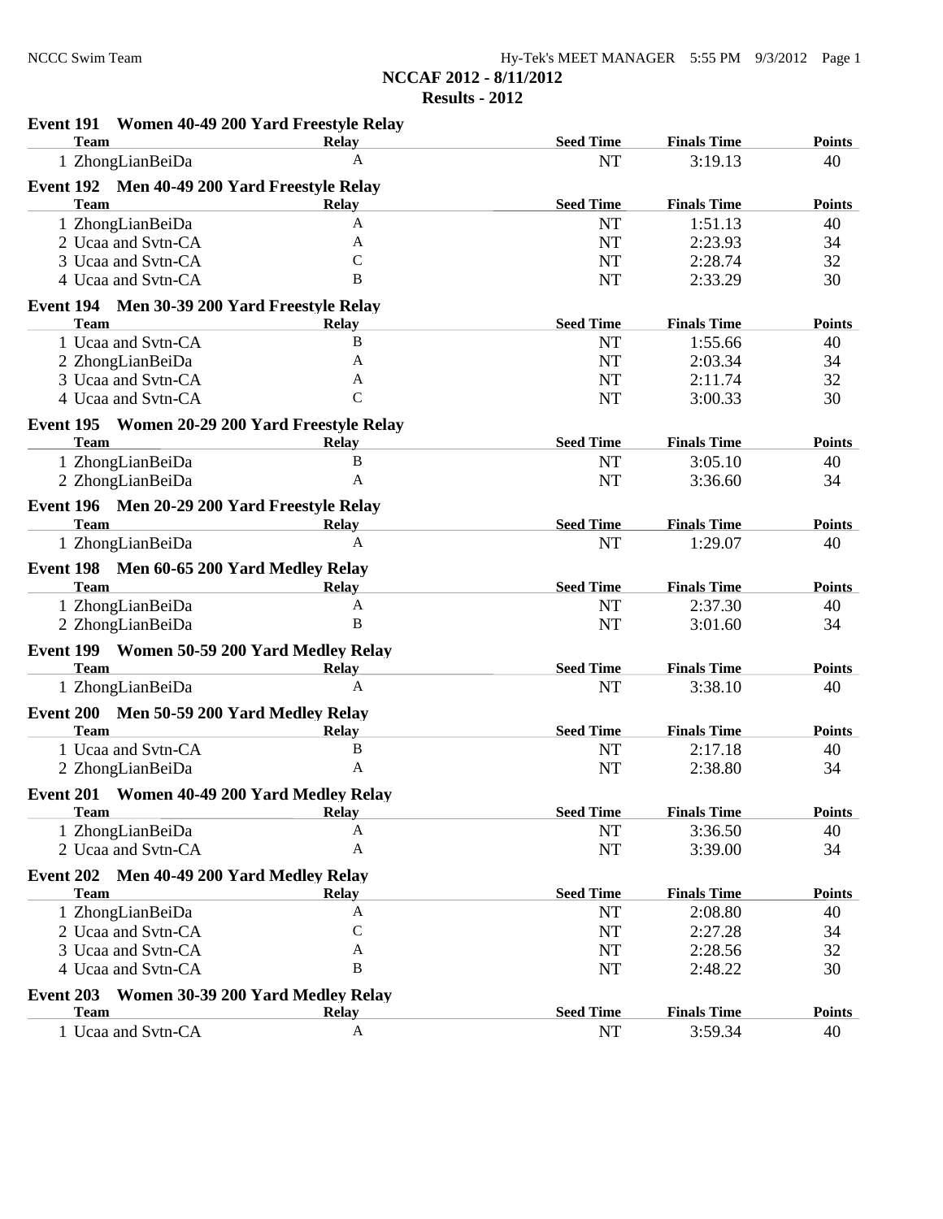## NCCAF 2012 - 8/11/2012

## Results - 2012

**Event 191 Women 40-49 200 Yard Freestyle Relay**

| Team | Relay | Seed Time | Finals Time | Points |
|---|---|---|---|---|
| 1 ZhongLianBeiDa | A | NT | 3:19.13 | 40 |

**Event 192 Men 40-49 200 Yard Freestyle Relay**

| Team | Relay | Seed Time | Finals Time | Points |
|---|---|---|---|---|
| 1 ZhongLianBeiDa | A | NT | 1:51.13 | 40 |
| 2 Ucaa and Svtn-CA | A | NT | 2:23.93 | 34 |
| 3 Ucaa and Svtn-CA | C | NT | 2:28.74 | 32 |
| 4 Ucaa and Svtn-CA | B | NT | 2:33.29 | 30 |

**Event 194 Men 30-39 200 Yard Freestyle Relay**

| Team | Relay | Seed Time | Finals Time | Points |
|---|---|---|---|---|
| 1 Ucaa and Svtn-CA | B | NT | 1:55.66 | 40 |
| 2 ZhongLianBeiDa | A | NT | 2:03.34 | 34 |
| 3 Ucaa and Svtn-CA | A | NT | 2:11.74 | 32 |
| 4 Ucaa and Svtn-CA | C | NT | 3:00.33 | 30 |

**Event 195 Women 20-29 200 Yard Freestyle Relay**

| Team | Relay | Seed Time | Finals Time | Points |
|---|---|---|---|---|
| 1 ZhongLianBeiDa | B | NT | 3:05.10 | 40 |
| 2 ZhongLianBeiDa | A | NT | 3:36.60 | 34 |

**Event 196 Men 20-29 200 Yard Freestyle Relay**

| Team | Relay | Seed Time | Finals Time | Points |
|---|---|---|---|---|
| 1 ZhongLianBeiDa | A | NT | 1:29.07 | 40 |

**Event 198 Men 60-65 200 Yard Medley Relay**

| Team | Relay | Seed Time | Finals Time | Points |
|---|---|---|---|---|
| 1 ZhongLianBeiDa | A | NT | 2:37.30 | 40 |
| 2 ZhongLianBeiDa | B | NT | 3:01.60 | 34 |

**Event 199 Women 50-59 200 Yard Medley Relay**

| Team | Relay | Seed Time | Finals Time | Points |
|---|---|---|---|---|
| 1 ZhongLianBeiDa | A | NT | 3:38.10 | 40 |

**Event 200 Men 50-59 200 Yard Medley Relay**

| Team | Relay | Seed Time | Finals Time | Points |
|---|---|---|---|---|
| 1 Ucaa and Svtn-CA | B | NT | 2:17.18 | 40 |
| 2 ZhongLianBeiDa | A | NT | 2:38.80 | 34 |

**Event 201 Women 40-49 200 Yard Medley Relay**

| Team | Relay | Seed Time | Finals Time | Points |
|---|---|---|---|---|
| 1 ZhongLianBeiDa | A | NT | 3:36.50 | 40 |
| 2 Ucaa and Svtn-CA | A | NT | 3:39.00 | 34 |

**Event 202 Men 40-49 200 Yard Medley Relay**

| Team | Relay | Seed Time | Finals Time | Points |
|---|---|---|---|---|
| 1 ZhongLianBeiDa | A | NT | 2:08.80 | 40 |
| 2 Ucaa and Svtn-CA | C | NT | 2:27.28 | 34 |
| 3 Ucaa and Svtn-CA | A | NT | 2:28.56 | 32 |
| 4 Ucaa and Svtn-CA | B | NT | 2:48.22 | 30 |

**Event 203 Women 30-39 200 Yard Medley Relay**

| Team | Relay | Seed Time | Finals Time | Points |
|---|---|---|---|---|
| 1 Ucaa and Svtn-CA | A | NT | 3:59.34 | 40 |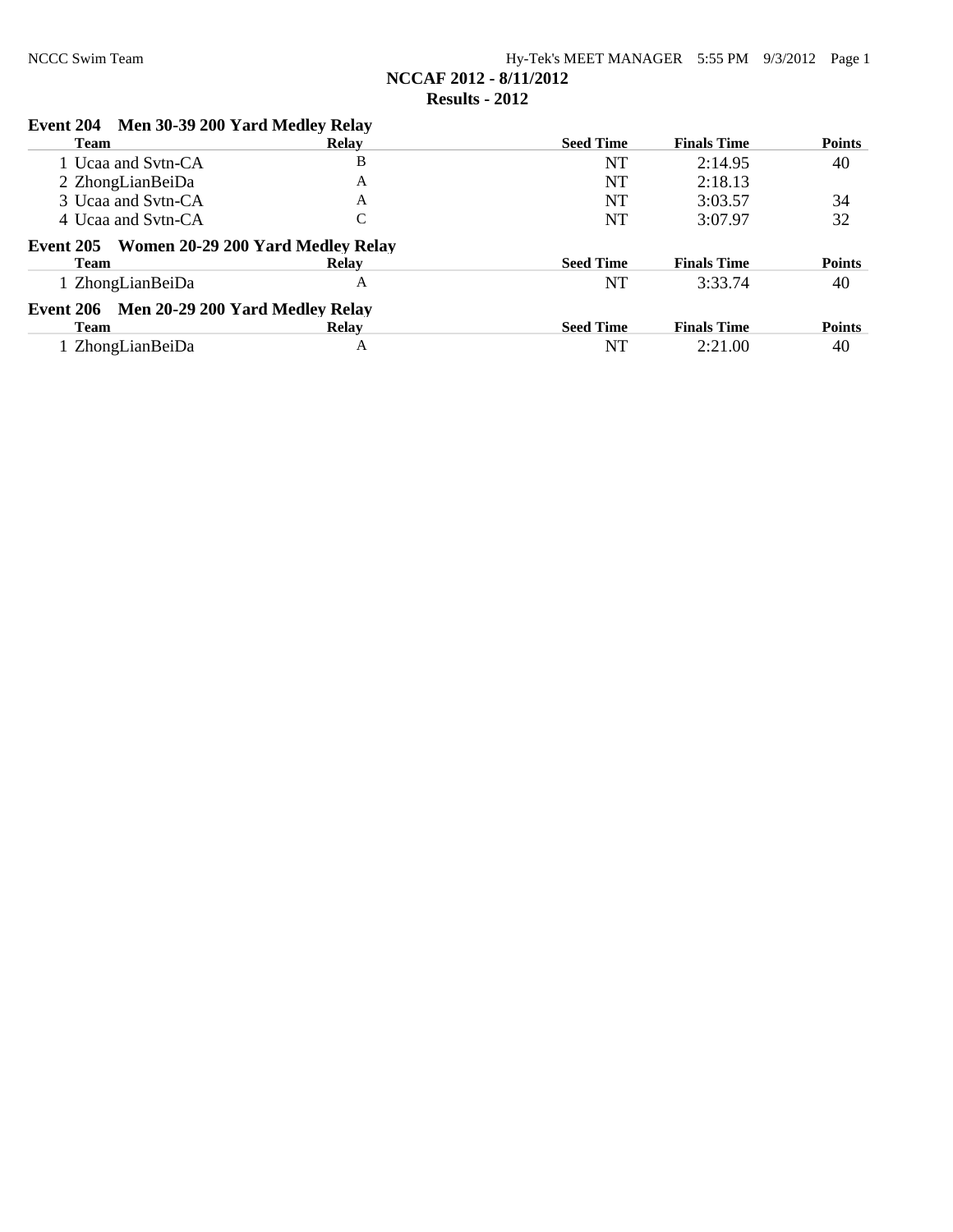**NCCAF 2012 - 8/11/2012**

**Results - 2012**

### Event 204 Men 30-39 200 Yard Medley Relay

| Team | Relay | Seed Time | Finals Time | Points |
|---|---|---|---|---|
| 1 Ucaa and Svtn-CA | B | NT | 2:14.95 | 40 |
| 2 ZhongLianBeiDa | A | NT | 2:18.13 | |
| 3 Ucaa and Svtn-CA | A | NT | 3:03.57 | 34 |
| 4 Ucaa and Svtn-CA | C | NT | 3:07.97 | 32 |

### Event 205 Women 20-29 200 Yard Medley Relay

| Team | Relay | Seed Time | Finals Time | Points |
|---|---|---|---|---|
| 1 ZhongLianBeiDa | A | NT | 3:33.74 | 40 |

### Event 206 Men 20-29 200 Yard Medley Relay

| Team | Relay | Seed Time | Finals Time | Points |
|---|---|---|---|---|
| 1 ZhongLianBeiDa | A | NT | 2:21.00 | 40 |